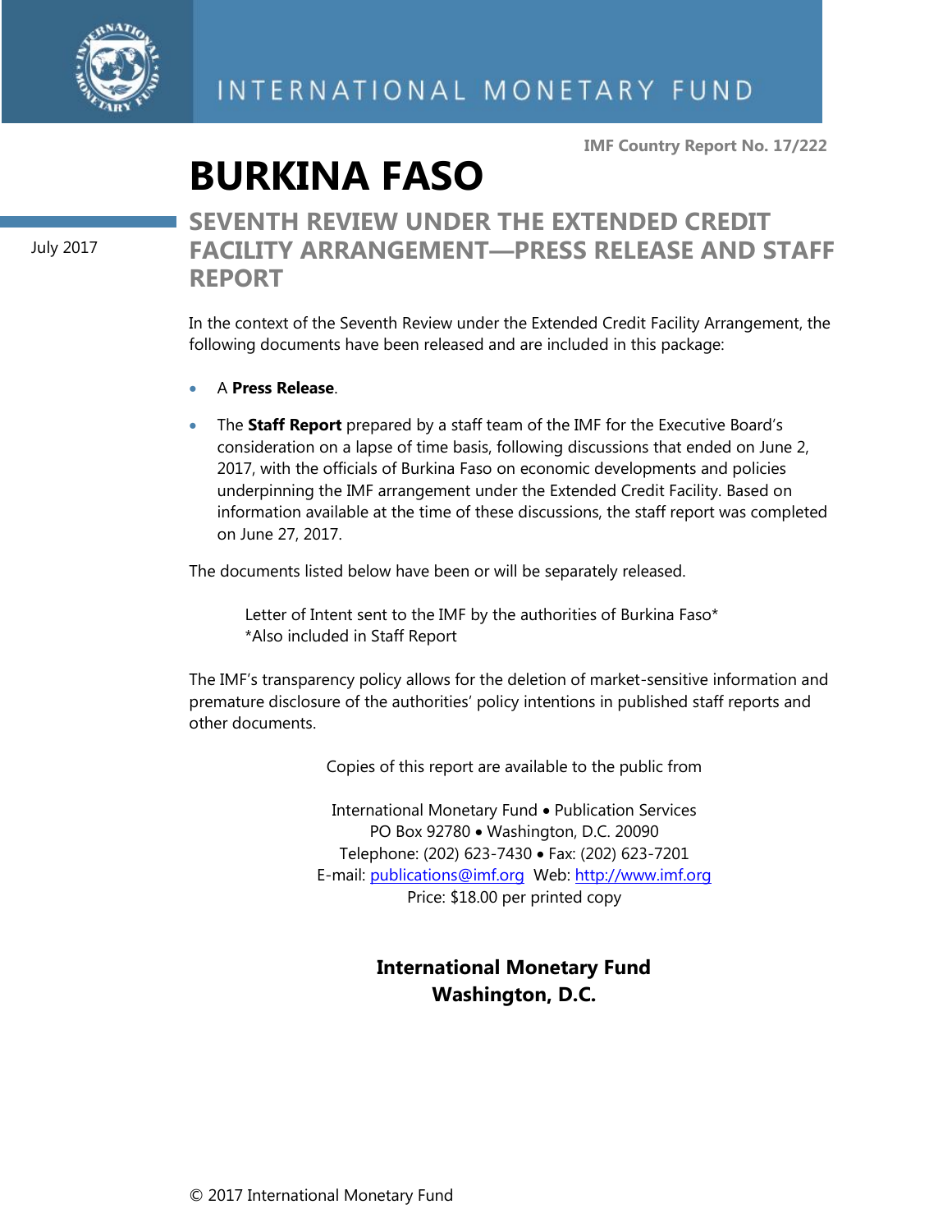INTERNATIONAL MONETARY FUND

IMF Country Report No. 17/222

# BURKINA FASO

July 2017

## SEVENTH REVIEW UNDER THE EXTENDED CREDIT FACILITY ARRANGEMENT—PRESS RELEASE AND STAFF REPORT

In the context of the Seventh Review under the Extended Credit Facility Arrangement, the following documents have been released and are included in this package:

- A **Press Release**.
- The **Staff Report** prepared by a staff team of the IMF for the Executive Board's consideration on a lapse of time basis, following discussions that ended on June 2, 2017, with the officials of Burkina Faso on economic developments and policies underpinning the IMF arrangement under the Extended Credit Facility. Based on information available at the time of these discussions, the staff report was completed on June 27, 2017.

The documents listed below have been or will be separately released.

Letter of Intent sent to the IMF by the authorities of Burkina Faso*
*Also included in Staff Report

The IMF's transparency policy allows for the deletion of market-sensitive information and premature disclosure of the authorities' policy intentions in published staff reports and other documents.

Copies of this report are available to the public from

International Monetary Fund • Publication Services
PO Box 92780 • Washington, D.C. 20090
Telephone: (202) 623-7430 • Fax: (202) 623-7201
E-mail: publications@imf.org Web: http://www.imf.org
Price: $18.00 per printed copy

**International Monetary Fund**
**Washington, D.C.**

© 2017 International Monetary Fund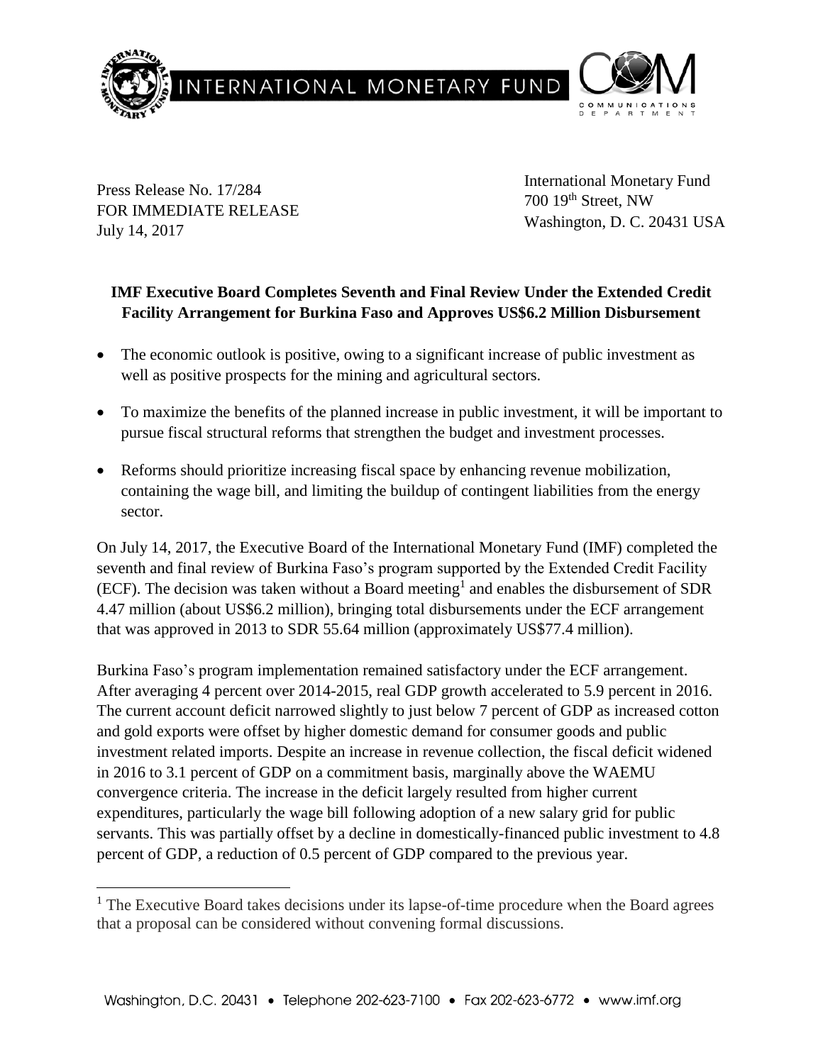Press Release No. 17/284
FOR IMMEDIATE RELEASE
July 14, 2017

International Monetary Fund
700 19th Street, NW
Washington, D. C. 20431 USA

**IMF Executive Board Completes Seventh and Final Review Under the Extended Credit Facility Arrangement for Burkina Faso and Approves US$6.2 Million Disbursement**

- The economic outlook is positive, owing to a significant increase of public investment as well as positive prospects for the mining and agricultural sectors.
- To maximize the benefits of the planned increase in public investment, it will be important to pursue fiscal structural reforms that strengthen the budget and investment processes.
- Reforms should prioritize increasing fiscal space by enhancing revenue mobilization, containing the wage bill, and limiting the buildup of contingent liabilities from the energy sector.

On July 14, 2017, the Executive Board of the International Monetary Fund (IMF) completed the seventh and final review of Burkina Faso's program supported by the Extended Credit Facility (ECF). The decision was taken without a Board meeting[1] and enables the disbursement of SDR 4.47 million (about US$6.2 million), bringing total disbursements under the ECF arrangement that was approved in 2013 to SDR 55.64 million (approximately US$77.4 million).

Burkina Faso's program implementation remained satisfactory under the ECF arrangement. After averaging 4 percent over 2014-2015, real GDP growth accelerated to 5.9 percent in 2016. The current account deficit narrowed slightly to just below 7 percent of GDP as increased cotton and gold exports were offset by higher domestic demand for consumer goods and public investment related imports. Despite an increase in revenue collection, the fiscal deficit widened in 2016 to 3.1 percent of GDP on a commitment basis, marginally above the WAEMU convergence criteria. The increase in the deficit largely resulted from higher current expenditures, particularly the wage bill following adoption of a new salary grid for public servants. This was partially offset by a decline in domestically-financed public investment to 4.8 percent of GDP, a reduction of 0.5 percent of GDP compared to the previous year.

[1] The Executive Board takes decisions under its lapse-of-time procedure when the Board agrees that a proposal can be considered without convening formal discussions.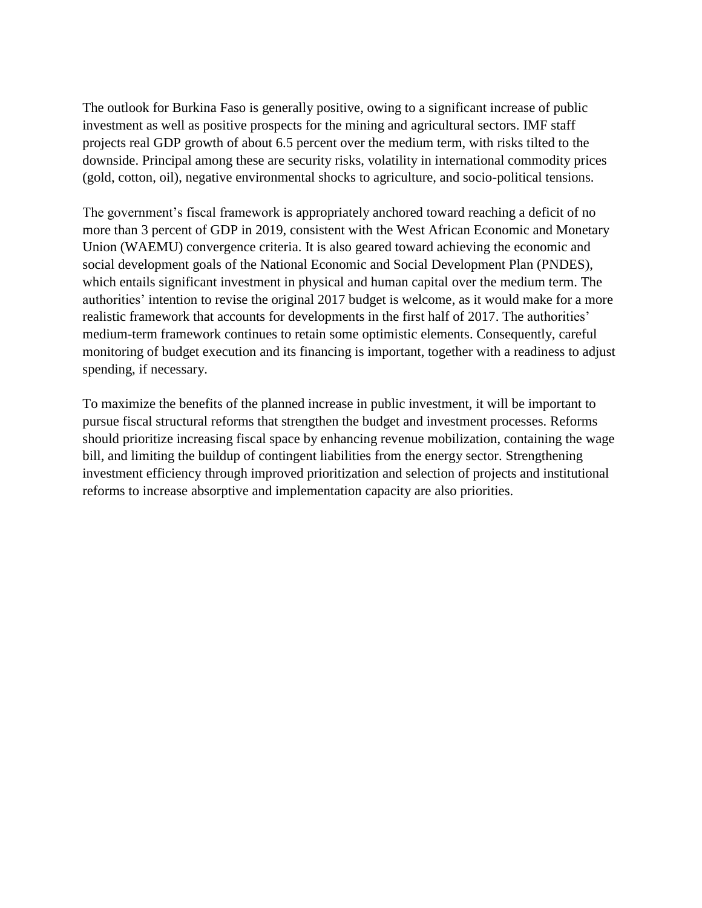The outlook for Burkina Faso is generally positive, owing to a significant increase of public investment as well as positive prospects for the mining and agricultural sectors. IMF staff projects real GDP growth of about 6.5 percent over the medium term, with risks tilted to the downside. Principal among these are security risks, volatility in international commodity prices (gold, cotton, oil), negative environmental shocks to agriculture, and socio-political tensions.

The government's fiscal framework is appropriately anchored toward reaching a deficit of no more than 3 percent of GDP in 2019, consistent with the West African Economic and Monetary Union (WAEMU) convergence criteria. It is also geared toward achieving the economic and social development goals of the National Economic and Social Development Plan (PNDES), which entails significant investment in physical and human capital over the medium term. The authorities' intention to revise the original 2017 budget is welcome, as it would make for a more realistic framework that accounts for developments in the first half of 2017. The authorities' medium-term framework continues to retain some optimistic elements. Consequently, careful monitoring of budget execution and its financing is important, together with a readiness to adjust spending, if necessary.

To maximize the benefits of the planned increase in public investment, it will be important to pursue fiscal structural reforms that strengthen the budget and investment processes. Reforms should prioritize increasing fiscal space by enhancing revenue mobilization, containing the wage bill, and limiting the buildup of contingent liabilities from the energy sector. Strengthening investment efficiency through improved prioritization and selection of projects and institutional reforms to increase absorptive and implementation capacity are also priorities.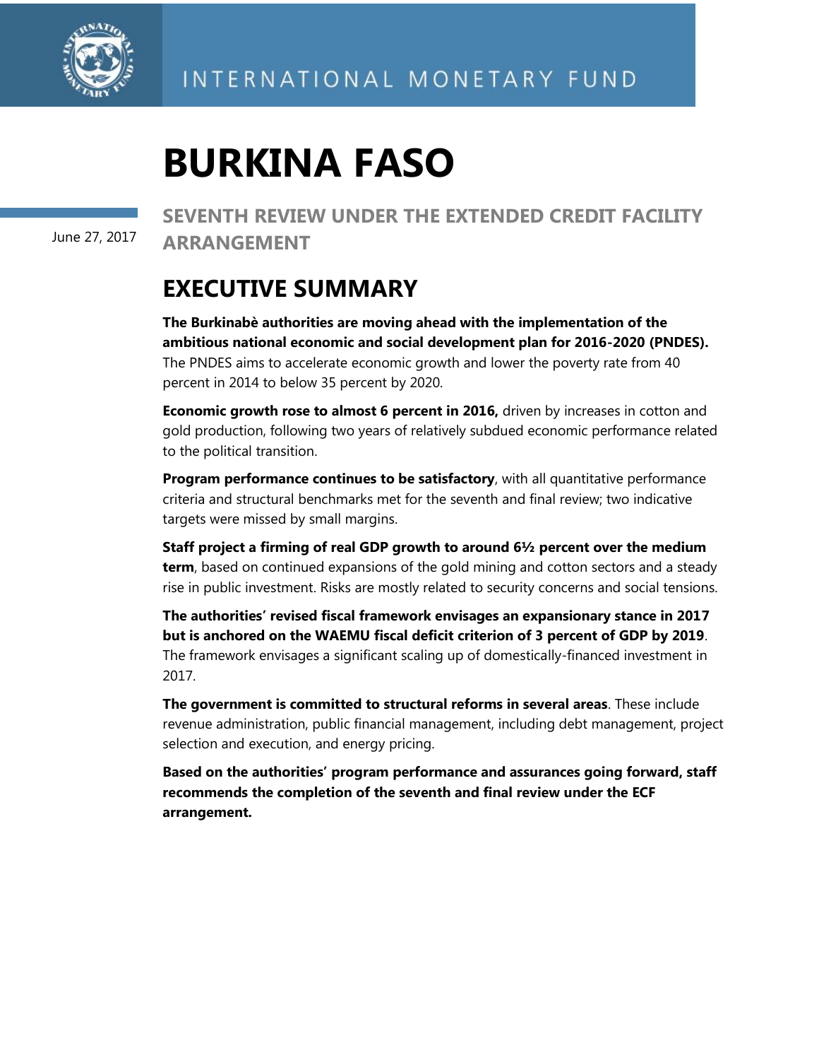INTERNATIONAL MONETARY FUND

# BURKINA FASO

June 27, 2017

## SEVENTH REVIEW UNDER THE EXTENDED CREDIT FACILITY ARRANGEMENT

## EXECUTIVE SUMMARY

**The Burkinabè authorities are moving ahead with the implementation of the ambitious national economic and social development plan for 2016-2020 (PNDES).** The PNDES aims to accelerate economic growth and lower the poverty rate from 40 percent in 2014 to below 35 percent by 2020.

**Economic growth rose to almost 6 percent in 2016,** driven by increases in cotton and gold production, following two years of relatively subdued economic performance related to the political transition.

**Program performance continues to be satisfactory**, with all quantitative performance criteria and structural benchmarks met for the seventh and final review; two indicative targets were missed by small margins.

**Staff project a firming of real GDP growth to around 6½ percent over the medium term**, based on continued expansions of the gold mining and cotton sectors and a steady rise in public investment. Risks are mostly related to security concerns and social tensions.

**The authorities' revised fiscal framework envisages an expansionary stance in 2017 but is anchored on the WAEMU fiscal deficit criterion of 3 percent of GDP by 2019**. The framework envisages a significant scaling up of domestically-financed investment in 2017.

**The government is committed to structural reforms in several areas**. These include revenue administration, public financial management, including debt management, project selection and execution, and energy pricing.

**Based on the authorities' program performance and assurances going forward, staff recommends the completion of the seventh and final review under the ECF arrangement.**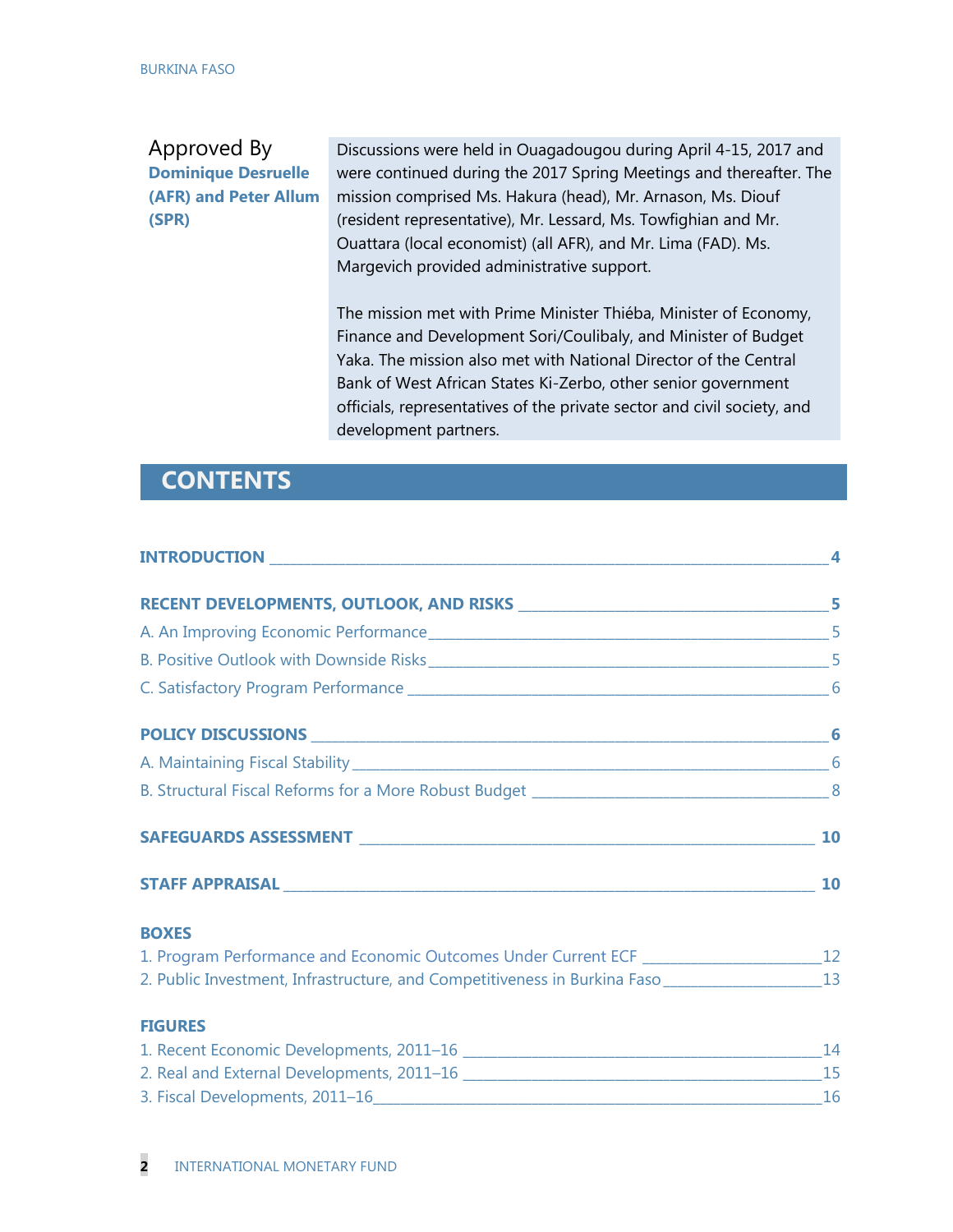Approved By
**Dominique Desruelle (AFR) and Peter Allum (SPR)**

Discussions were held in Ouagadougou during April 4-15, 2017 and were continued during the 2017 Spring Meetings and thereafter. The mission comprised Ms. Hakura (head), Mr. Arnason, Ms. Diouf (resident representative), Mr. Lessard, Ms. Towfighian and Mr. Ouattara (local economist) (all AFR), and Mr. Lima (FAD). Ms. Margevich provided administrative support.

The mission met with Prime Minister Thiéba, Minister of Economy, Finance and Development Sori/Coulibaly, and Minister of Budget Yaka. The mission also met with National Director of the Central Bank of West African States Ki-Zerbo, other senior government officials, representatives of the private sector and civil society, and development partners.

## CONTENTS

**INTRODUCTION** ____ 4

**RECENT DEVELOPMENTS, OUTLOOK, AND RISKS** ____ 5

A. An Improving Economic Performance ____ 5

B. Positive Outlook with Downside Risks ____ 5

C. Satisfactory Program Performance ____ 6

**POLICY DISCUSSIONS** ____ 6

A. Maintaining Fiscal Stability ____ 6

B. Structural Fiscal Reforms for a More Robust Budget ____ 8

**SAFEGUARDS ASSESSMENT** ____ 10

**STAFF APPRAISAL** ____ 10

**BOXES**

1. Program Performance and Economic Outcomes Under Current ECF ____ 12
2. Public Investment, Infrastructure, and Competitiveness in Burkina Faso ____ 13

**FIGURES**

1. Recent Economic Developments, 2011–16 ____ 14
2. Real and External Developments, 2011–16 ____ 15
3. Fiscal Developments, 2011–16 ____ 16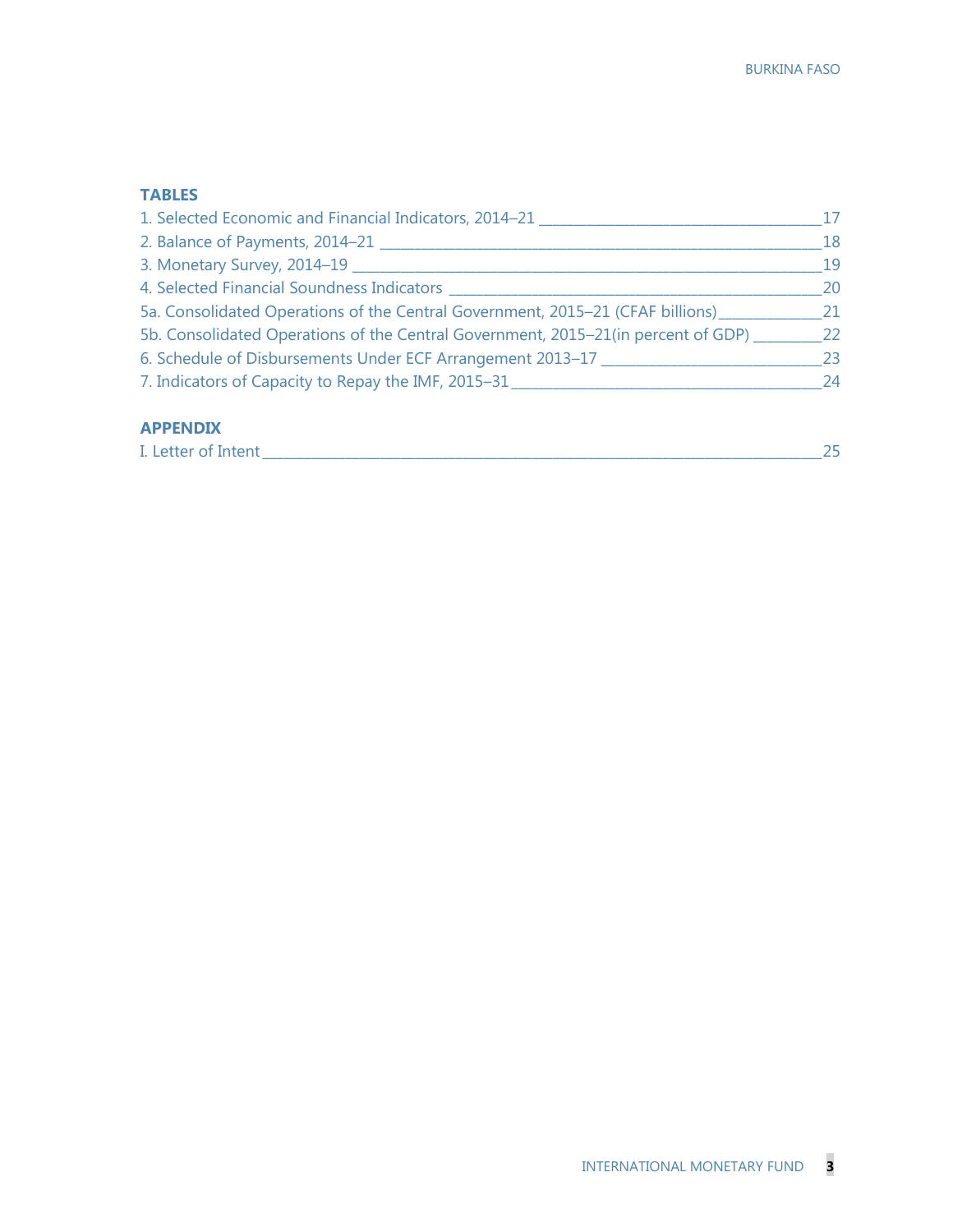## TABLES

1. Selected Economic and Financial Indicators, 2014–21 _____ 17
2. Balance of Payments, 2014–21 _____ 18
3. Monetary Survey, 2014–19 _____ 19
4. Selected Financial Soundness Indicators _____ 20

5a. Consolidated Operations of the Central Government, 2015–21 (CFAF billions) _____ 21

5b. Consolidated Operations of the Central Government, 2015–21(in percent of GDP) _____ 22

6. Schedule of Disbursements Under ECF Arrangement 2013–17 _____ 23
7. Indicators of Capacity to Repay the IMF, 2015–31 _____ 24

## APPENDIX

I. Letter of Intent _____ 25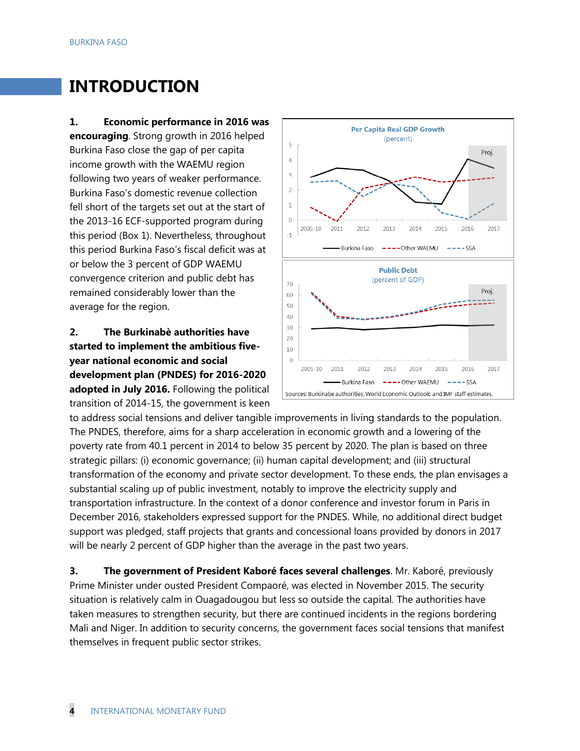# INTRODUCTION

**1. Economic performance in 2016 was encouraging**. Strong growth in 2016 helped Burkina Faso close the gap of per capita income growth with the WAEMU region following two years of weaker performance. Burkina Faso's domestic revenue collection fell short of the targets set out at the start of the 2013-16 ECF-supported program during this period (Box 1). Nevertheless, throughout this period Burkina Faso's fiscal deficit was at or below the 3 percent of GDP WAEMU convergence criterion and public debt has remained considerably lower than the average for the region.

**2. The Burkinabè authorities have started to implement the ambitious five-year national economic and social development plan (PNDES) for 2016-2020 adopted in July 2016.** Following the political transition of 2014-15, the government is keen to address social tensions and deliver tangible improvements in living standards to the population. The PNDES, therefore, aims for a sharp acceleration in economic growth and a lowering of the poverty rate from 40.1 percent in 2014 to below 35 percent by 2020. The plan is based on three strategic pillars: (i) economic governance; (ii) human capital development; and (iii) structural transformation of the economy and private sector development. To these ends, the plan envisages a substantial scaling up of public investment, notably to improve the electricity supply and transportation infrastructure. In the context of a donor conference and investor forum in Paris in December 2016, stakeholders expressed support for the PNDES. While, no additional direct budget support was pledged, staff projects that grants and concessional loans provided by donors in 2017 will be nearly 2 percent of GDP higher than the average in the past two years.

**Per Capita Real GDP Growth** (percent)

**Public Debt** (percent of GDP)

Sources: Burkinabe authorities; World Economic Outlook; and IMF staff estimates.

**3. The government of President Kaboré faces several challenges**. Mr. Kaboré, previously Prime Minister under ousted President Compaoré, was elected in November 2015. The security situation is relatively calm in Ouagadougou but less so outside the capital. The authorities have taken measures to strengthen security, but there are continued incidents in the regions bordering Mali and Niger. In addition to security concerns, the government faces social tensions that manifest themselves in frequent public sector strikes.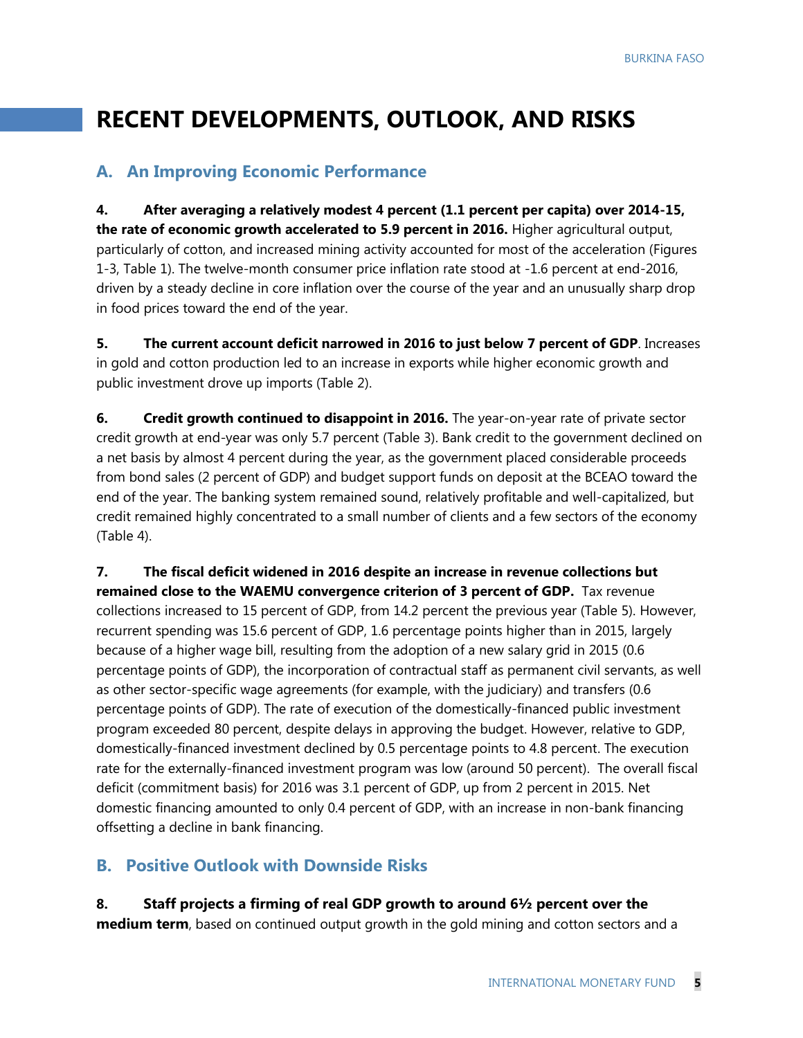# RECENT DEVELOPMENTS, OUTLOOK, AND RISKS

## A. An Improving Economic Performance

**4. After averaging a relatively modest 4 percent (1.1 percent per capita) over 2014-15, the rate of economic growth accelerated to 5.9 percent in 2016.** Higher agricultural output, particularly of cotton, and increased mining activity accounted for most of the acceleration (Figures 1-3, Table 1). The twelve-month consumer price inflation rate stood at -1.6 percent at end-2016, driven by a steady decline in core inflation over the course of the year and an unusually sharp drop in food prices toward the end of the year.

**5. The current account deficit narrowed in 2016 to just below 7 percent of GDP**. Increases in gold and cotton production led to an increase in exports while higher economic growth and public investment drove up imports (Table 2).

**6. Credit growth continued to disappoint in 2016.** The year-on-year rate of private sector credit growth at end-year was only 5.7 percent (Table 3). Bank credit to the government declined on a net basis by almost 4 percent during the year, as the government placed considerable proceeds from bond sales (2 percent of GDP) and budget support funds on deposit at the BCEAO toward the end of the year. The banking system remained sound, relatively profitable and well-capitalized, but credit remained highly concentrated to a small number of clients and a few sectors of the economy (Table 4).

**7. The fiscal deficit widened in 2016 despite an increase in revenue collections but remained close to the WAEMU convergence criterion of 3 percent of GDP.** Tax revenue collections increased to 15 percent of GDP, from 14.2 percent the previous year (Table 5). However, recurrent spending was 15.6 percent of GDP, 1.6 percentage points higher than in 2015, largely because of a higher wage bill, resulting from the adoption of a new salary grid in 2015 (0.6 percentage points of GDP), the incorporation of contractual staff as permanent civil servants, as well as other sector-specific wage agreements (for example, with the judiciary) and transfers (0.6 percentage points of GDP). The rate of execution of the domestically-financed public investment program exceeded 80 percent, despite delays in approving the budget. However, relative to GDP, domestically-financed investment declined by 0.5 percentage points to 4.8 percent. The execution rate for the externally-financed investment program was low (around 50 percent). The overall fiscal deficit (commitment basis) for 2016 was 3.1 percent of GDP, up from 2 percent in 2015. Net domestic financing amounted to only 0.4 percent of GDP, with an increase in non-bank financing offsetting a decline in bank financing.

## B. Positive Outlook with Downside Risks

**8. Staff projects a firming of real GDP growth to around 6½ percent over the medium term**, based on continued output growth in the gold mining and cotton sectors and a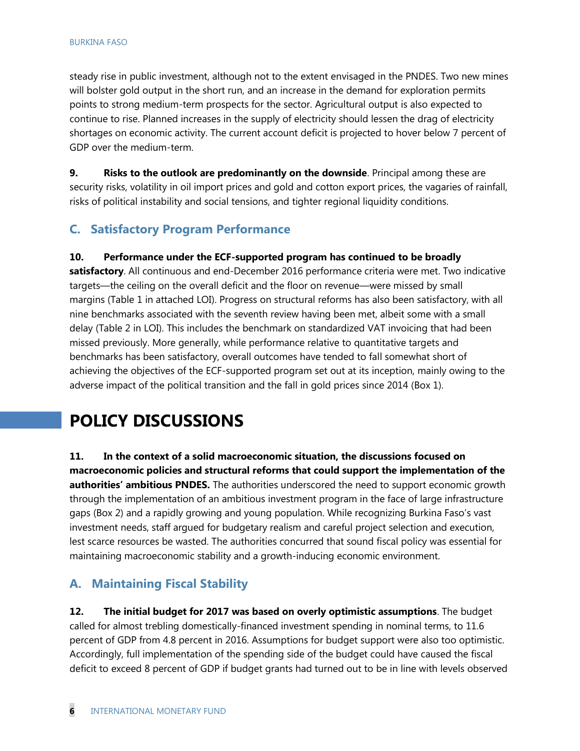steady rise in public investment, although not to the extent envisaged in the PNDES. Two new mines will bolster gold output in the short run, and an increase in the demand for exploration permits points to strong medium-term prospects for the sector. Agricultural output is also expected to continue to rise. Planned increases in the supply of electricity should lessen the drag of electricity shortages on economic activity. The current account deficit is projected to hover below 7 percent of GDP over the medium-term.

**9. Risks to the outlook are predominantly on the downside**. Principal among these are security risks, volatility in oil import prices and gold and cotton export prices, the vagaries of rainfall, risks of political instability and social tensions, and tighter regional liquidity conditions.

## C. Satisfactory Program Performance

**10. Performance under the ECF-supported program has continued to be broadly satisfactory**. All continuous and end-December 2016 performance criteria were met. Two indicative targets—the ceiling on the overall deficit and the floor on revenue—were missed by small margins (Table 1 in attached LOI). Progress on structural reforms has also been satisfactory, with all nine benchmarks associated with the seventh review having been met, albeit some with a small delay (Table 2 in LOI). This includes the benchmark on standardized VAT invoicing that had been missed previously. More generally, while performance relative to quantitative targets and benchmarks has been satisfactory, overall outcomes have tended to fall somewhat short of achieving the objectives of the ECF-supported program set out at its inception, mainly owing to the adverse impact of the political transition and the fall in gold prices since 2014 (Box 1).

# POLICY DISCUSSIONS

**11. In the context of a solid macroeconomic situation, the discussions focused on macroeconomic policies and structural reforms that could support the implementation of the authorities' ambitious PNDES.** The authorities underscored the need to support economic growth through the implementation of an ambitious investment program in the face of large infrastructure gaps (Box 2) and a rapidly growing and young population. While recognizing Burkina Faso's vast investment needs, staff argued for budgetary realism and careful project selection and execution, lest scarce resources be wasted. The authorities concurred that sound fiscal policy was essential for maintaining macroeconomic stability and a growth-inducing economic environment.

## A. Maintaining Fiscal Stability

**12. The initial budget for 2017 was based on overly optimistic assumptions**. The budget called for almost trebling domestically-financed investment spending in nominal terms, to 11.6 percent of GDP from 4.8 percent in 2016. Assumptions for budget support were also too optimistic. Accordingly, full implementation of the spending side of the budget could have caused the fiscal deficit to exceed 8 percent of GDP if budget grants had turned out to be in line with levels observed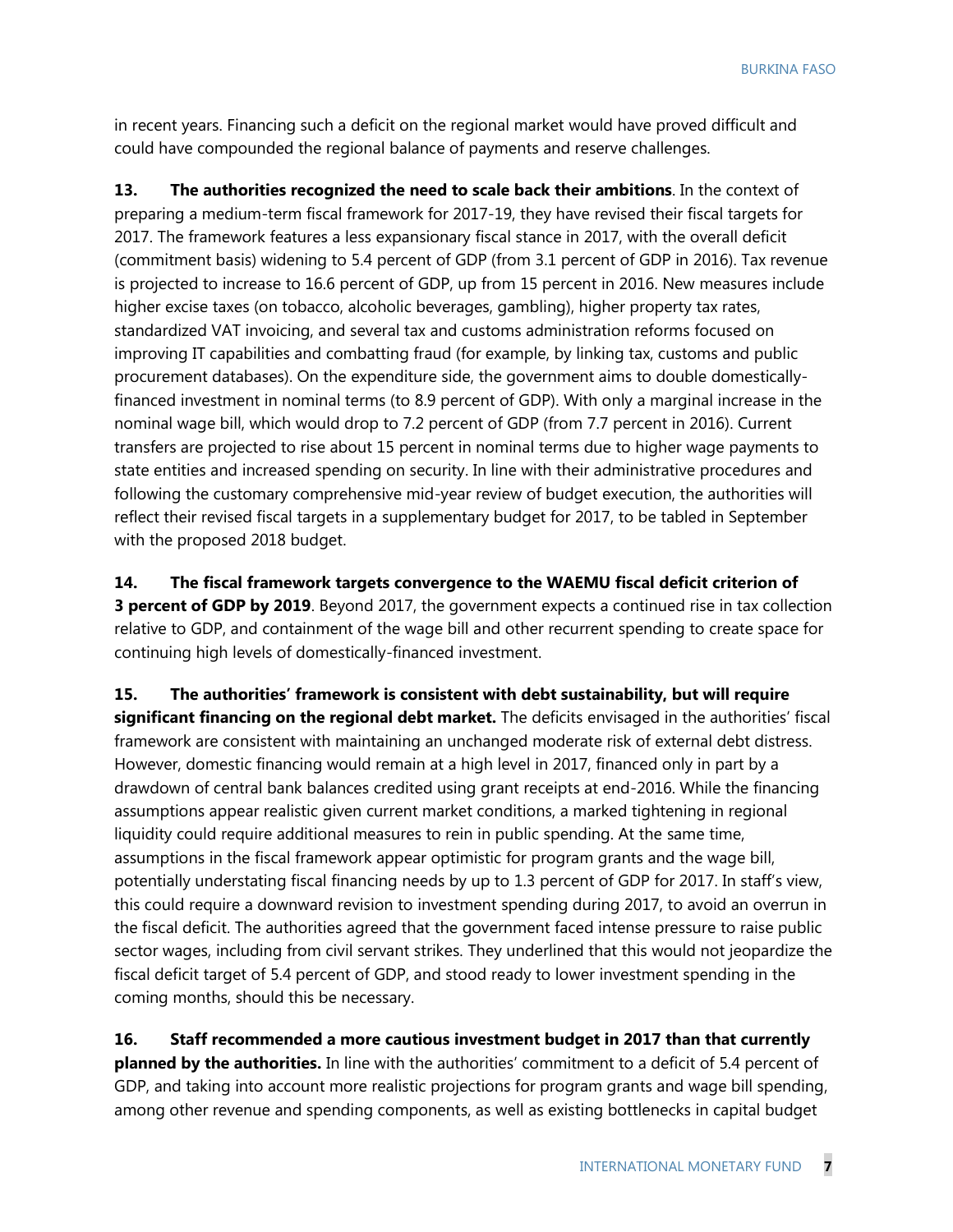in recent years. Financing such a deficit on the regional market would have proved difficult and could have compounded the regional balance of payments and reserve challenges.

**13. The authorities recognized the need to scale back their ambitions**. In the context of preparing a medium-term fiscal framework for 2017-19, they have revised their fiscal targets for 2017. The framework features a less expansionary fiscal stance in 2017, with the overall deficit (commitment basis) widening to 5.4 percent of GDP (from 3.1 percent of GDP in 2016). Tax revenue is projected to increase to 16.6 percent of GDP, up from 15 percent in 2016. New measures include higher excise taxes (on tobacco, alcoholic beverages, gambling), higher property tax rates, standardized VAT invoicing, and several tax and customs administration reforms focused on improving IT capabilities and combatting fraud (for example, by linking tax, customs and public procurement databases). On the expenditure side, the government aims to double domestically-financed investment in nominal terms (to 8.9 percent of GDP). With only a marginal increase in the nominal wage bill, which would drop to 7.2 percent of GDP (from 7.7 percent in 2016). Current transfers are projected to rise about 15 percent in nominal terms due to higher wage payments to state entities and increased spending on security. In line with their administrative procedures and following the customary comprehensive mid-year review of budget execution, the authorities will reflect their revised fiscal targets in a supplementary budget for 2017, to be tabled in September with the proposed 2018 budget.

**14. The fiscal framework targets convergence to the WAEMU fiscal deficit criterion of 3 percent of GDP by 2019**. Beyond 2017, the government expects a continued rise in tax collection relative to GDP, and containment of the wage bill and other recurrent spending to create space for continuing high levels of domestically-financed investment.

**15. The authorities' framework is consistent with debt sustainability, but will require significant financing on the regional debt market.** The deficits envisaged in the authorities' fiscal framework are consistent with maintaining an unchanged moderate risk of external debt distress. However, domestic financing would remain at a high level in 2017, financed only in part by a drawdown of central bank balances credited using grant receipts at end-2016. While the financing assumptions appear realistic given current market conditions, a marked tightening in regional liquidity could require additional measures to rein in public spending. At the same time, assumptions in the fiscal framework appear optimistic for program grants and the wage bill, potentially understating fiscal financing needs by up to 1.3 percent of GDP for 2017. In staff's view, this could require a downward revision to investment spending during 2017, to avoid an overrun in the fiscal deficit. The authorities agreed that the government faced intense pressure to raise public sector wages, including from civil servant strikes. They underlined that this would not jeopardize the fiscal deficit target of 5.4 percent of GDP, and stood ready to lower investment spending in the coming months, should this be necessary.

**16. Staff recommended a more cautious investment budget in 2017 than that currently planned by the authorities.** In line with the authorities' commitment to a deficit of 5.4 percent of GDP, and taking into account more realistic projections for program grants and wage bill spending, among other revenue and spending components, as well as existing bottlenecks in capital budget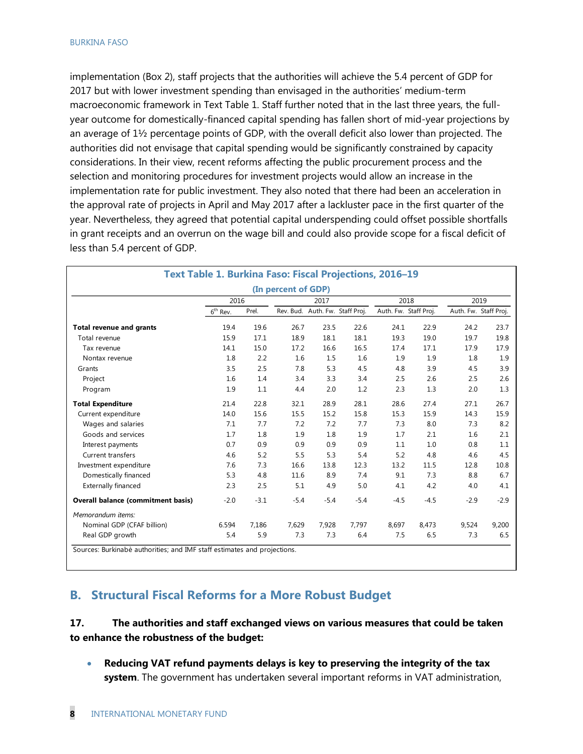implementation (Box 2), staff projects that the authorities will achieve the 5.4 percent of GDP for 2017 but with lower investment spending than envisaged in the authorities' medium-term macroeconomic framework in Text Table 1. Staff further noted that in the last three years, the full-year outcome for domestically-financed capital spending has fallen short of mid-year projections by an average of 1½ percentage points of GDP, with the overall deficit also lower than projected. The authorities did not envisage that capital spending would be significantly constrained by capacity considerations. In their view, recent reforms affecting the public procurement process and the selection and monitoring procedures for investment projects would allow an increase in the implementation rate for public investment. They also noted that there had been an acceleration in the approval rate of projects in April and May 2017 after a lackluster pace in the first quarter of the year. Nevertheless, they agreed that potential capital underspending could offset possible shortfalls in grant receipts and an overrun on the wage bill and could also provide scope for a fiscal deficit of less than 5.4 percent of GDP.

**Text Table 1. Burkina Faso: Fiscal Projections, 2016–19**

**(In percent of GDP)**

| | 2016 | | 2017 | | | 2018 | | 2019 | |
|---|---|---|---|---|---|---|---|---|---|
| | 6th Rev. | Prel. | Rev. Bud. | Auth. Fw. | Staff Proj. | Auth. Fw. | Staff Proj. | Auth. Fw. | Staff Proj. |
| **Total revenue and grants** | 19.4 | 19.6 | 26.7 | 23.5 | 22.6 | 24.1 | 22.9 | 24.2 | 23.7 |
| Total revenue | 15.9 | 17.1 | 18.9 | 18.1 | 18.1 | 19.3 | 19.0 | 19.7 | 19.8 |
| Tax revenue | 14.1 | 15.0 | 17.2 | 16.6 | 16.5 | 17.4 | 17.1 | 17.9 | 17.9 |
| Nontax revenue | 1.8 | 2.2 | 1.6 | 1.5 | 1.6 | 1.9 | 1.9 | 1.8 | 1.9 |
| Grants | 3.5 | 2.5 | 7.8 | 5.3 | 4.5 | 4.8 | 3.9 | 4.5 | 3.9 |
| Project | 1.6 | 1.4 | 3.4 | 3.3 | 3.4 | 2.5 | 2.6 | 2.5 | 2.6 |
| Program | 1.9 | 1.1 | 4.4 | 2.0 | 1.2 | 2.3 | 1.3 | 2.0 | 1.3 |
| **Total Expenditure** | 21.4 | 22.8 | 32.1 | 28.9 | 28.1 | 28.6 | 27.4 | 27.1 | 26.7 |
| Current expenditure | 14.0 | 15.6 | 15.5 | 15.2 | 15.8 | 15.3 | 15.9 | 14.3 | 15.9 |
| Wages and salaries | 7.1 | 7.7 | 7.2 | 7.2 | 7.7 | 7.3 | 8.0 | 7.3 | 8.2 |
| Goods and services | 1.7 | 1.8 | 1.9 | 1.8 | 1.9 | 1.7 | 2.1 | 1.6 | 2.1 |
| Interest payments | 0.7 | 0.9 | 0.9 | 0.9 | 0.9 | 1.1 | 1.0 | 0.8 | 1.1 |
| Current transfers | 4.6 | 5.2 | 5.5 | 5.3 | 5.4 | 5.2 | 4.8 | 4.6 | 4.5 |
| Investment expenditure | 7.6 | 7.3 | 16.6 | 13.8 | 12.3 | 13.2 | 11.5 | 12.8 | 10.8 |
| Domestically financed | 5.3 | 4.8 | 11.6 | 8.9 | 7.4 | 9.1 | 7.3 | 8.8 | 6.7 |
| Externally financed | 2.3 | 2.5 | 5.1 | 4.9 | 5.0 | 4.1 | 4.2 | 4.0 | 4.1 |
| **Overall balance (commitment basis)** | -2.0 | -3.1 | -5.4 | -5.4 | -5.4 | -4.5 | -4.5 | -2.9 | -2.9 |
| *Memorandum items:* | | | | | | | | | |
| Nominal GDP (CFAF billion) | 6.594 | 7,186 | 7,629 | 7,928 | 7,797 | 8,697 | 8,473 | 9,524 | 9,200 |
| Real GDP growth | 5.4 | 5.9 | 7.3 | 7.3 | 6.4 | 7.5 | 6.5 | 7.3 | 6.5 |

Sources: Burkinabè authorities; and IMF staff estimates and projections.

## B. Structural Fiscal Reforms for a More Robust Budget

**17. The authorities and staff exchanged views on various measures that could be taken to enhance the robustness of the budget:**

- **Reducing VAT refund payments delays is key to preserving the integrity of the tax system**. The government has undertaken several important reforms in VAT administration,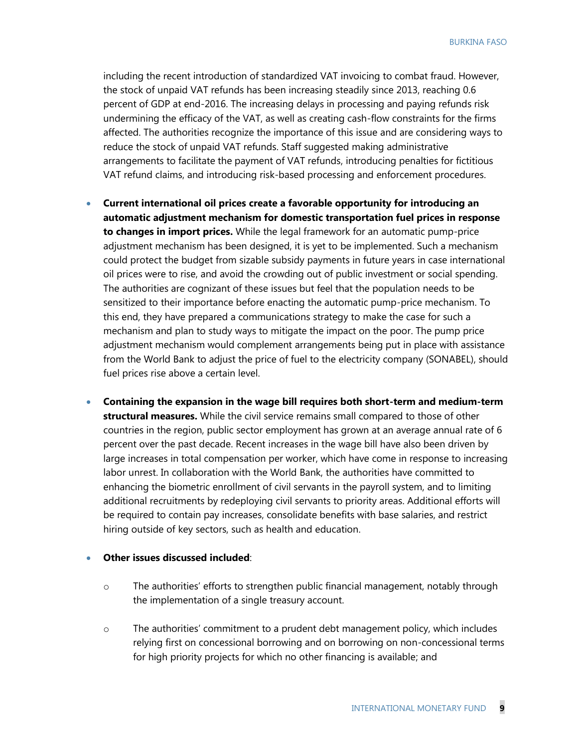including the recent introduction of standardized VAT invoicing to combat fraud. However, the stock of unpaid VAT refunds has been increasing steadily since 2013, reaching 0.6 percent of GDP at end-2016. The increasing delays in processing and paying refunds risk undermining the efficacy of the VAT, as well as creating cash-flow constraints for the firms affected. The authorities recognize the importance of this issue and are considering ways to reduce the stock of unpaid VAT refunds. Staff suggested making administrative arrangements to facilitate the payment of VAT refunds, introducing penalties for fictitious VAT refund claims, and introducing risk-based processing and enforcement procedures.

- **Current international oil prices create a favorable opportunity for introducing an automatic adjustment mechanism for domestic transportation fuel prices in response to changes in import prices.** While the legal framework for an automatic pump-price adjustment mechanism has been designed, it is yet to be implemented. Such a mechanism could protect the budget from sizable subsidy payments in future years in case international oil prices were to rise, and avoid the crowding out of public investment or social spending. The authorities are cognizant of these issues but feel that the population needs to be sensitized to their importance before enacting the automatic pump-price mechanism. To this end, they have prepared a communications strategy to make the case for such a mechanism and plan to study ways to mitigate the impact on the poor. The pump price adjustment mechanism would complement arrangements being put in place with assistance from the World Bank to adjust the price of fuel to the electricity company (SONABEL), should fuel prices rise above a certain level.

- **Containing the expansion in the wage bill requires both short-term and medium-term structural measures.** While the civil service remains small compared to those of other countries in the region, public sector employment has grown at an average annual rate of 6 percent over the past decade. Recent increases in the wage bill have also been driven by large increases in total compensation per worker, which have come in response to increasing labor unrest. In collaboration with the World Bank, the authorities have committed to enhancing the biometric enrollment of civil servants in the payroll system, and to limiting additional recruitments by redeploying civil servants to priority areas. Additional efforts will be required to contain pay increases, consolidate benefits with base salaries, and restrict hiring outside of key sectors, such as health and education.

- **Other issues discussed included**:

  - The authorities' efforts to strengthen public financial management, notably through the implementation of a single treasury account.

  - The authorities' commitment to a prudent debt management policy, which includes relying first on concessional borrowing and on borrowing on non-concessional terms for high priority projects for which no other financing is available; and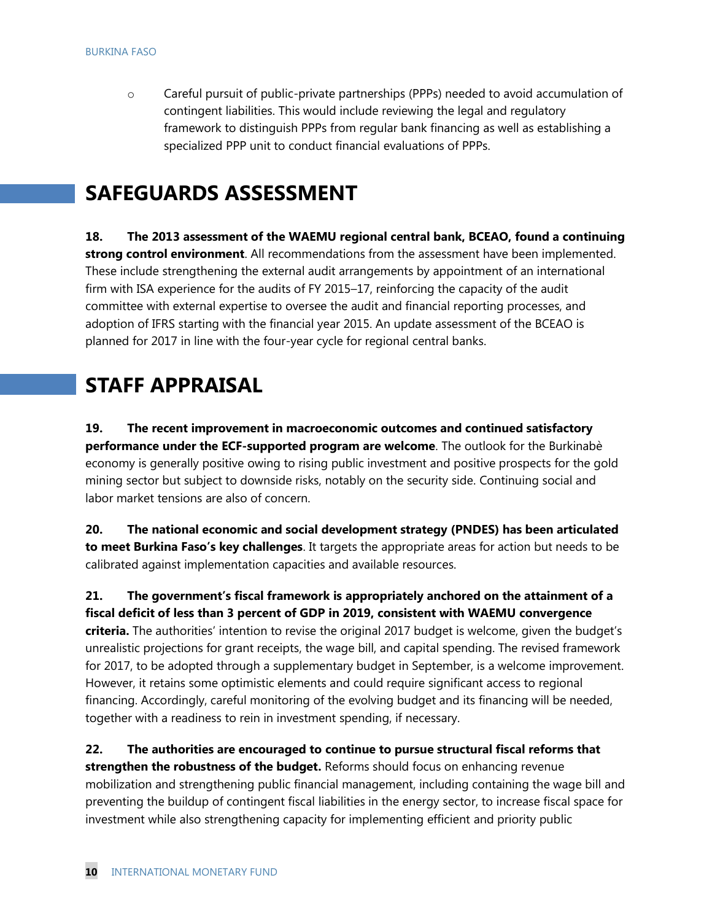- Careful pursuit of public-private partnerships (PPPs) needed to avoid accumulation of contingent liabilities. This would include reviewing the legal and regulatory framework to distinguish PPPs from regular bank financing as well as establishing a specialized PPP unit to conduct financial evaluations of PPPs.

# SAFEGUARDS ASSESSMENT

**18. The 2013 assessment of the WAEMU regional central bank, BCEAO, found a continuing strong control environment**. All recommendations from the assessment have been implemented. These include strengthening the external audit arrangements by appointment of an international firm with ISA experience for the audits of FY 2015–17, reinforcing the capacity of the audit committee with external expertise to oversee the audit and financial reporting processes, and adoption of IFRS starting with the financial year 2015. An update assessment of the BCEAO is planned for 2017 in line with the four-year cycle for regional central banks.

# STAFF APPRAISAL

**19. The recent improvement in macroeconomic outcomes and continued satisfactory performance under the ECF-supported program are welcome**. The outlook for the Burkinabè economy is generally positive owing to rising public investment and positive prospects for the gold mining sector but subject to downside risks, notably on the security side. Continuing social and labor market tensions are also of concern.

**20. The national economic and social development strategy (PNDES) has been articulated to meet Burkina Faso's key challenges**. It targets the appropriate areas for action but needs to be calibrated against implementation capacities and available resources.

**21. The government's fiscal framework is appropriately anchored on the attainment of a fiscal deficit of less than 3 percent of GDP in 2019, consistent with WAEMU convergence criteria.** The authorities' intention to revise the original 2017 budget is welcome, given the budget's unrealistic projections for grant receipts, the wage bill, and capital spending. The revised framework for 2017, to be adopted through a supplementary budget in September, is a welcome improvement. However, it retains some optimistic elements and could require significant access to regional financing. Accordingly, careful monitoring of the evolving budget and its financing will be needed, together with a readiness to rein in investment spending, if necessary.

**22. The authorities are encouraged to continue to pursue structural fiscal reforms that strengthen the robustness of the budget.** Reforms should focus on enhancing revenue mobilization and strengthening public financial management, including containing the wage bill and preventing the buildup of contingent fiscal liabilities in the energy sector, to increase fiscal space for investment while also strengthening capacity for implementing efficient and priority public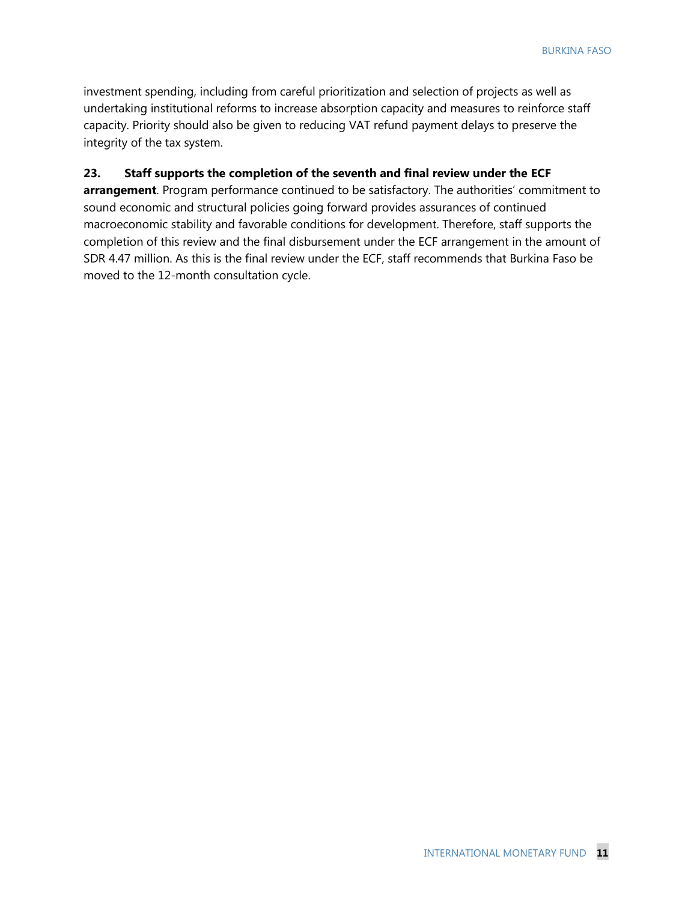investment spending, including from careful prioritization and selection of projects as well as undertaking institutional reforms to increase absorption capacity and measures to reinforce staff capacity. Priority should also be given to reducing VAT refund payment delays to preserve the integrity of the tax system.

**23. Staff supports the completion of the seventh and final review under the ECF arrangement**. Program performance continued to be satisfactory. The authorities' commitment to sound economic and structural policies going forward provides assurances of continued macroeconomic stability and favorable conditions for development. Therefore, staff supports the completion of this review and the final disbursement under the ECF arrangement in the amount of SDR 4.47 million. As this is the final review under the ECF, staff recommends that Burkina Faso be moved to the 12-month consultation cycle.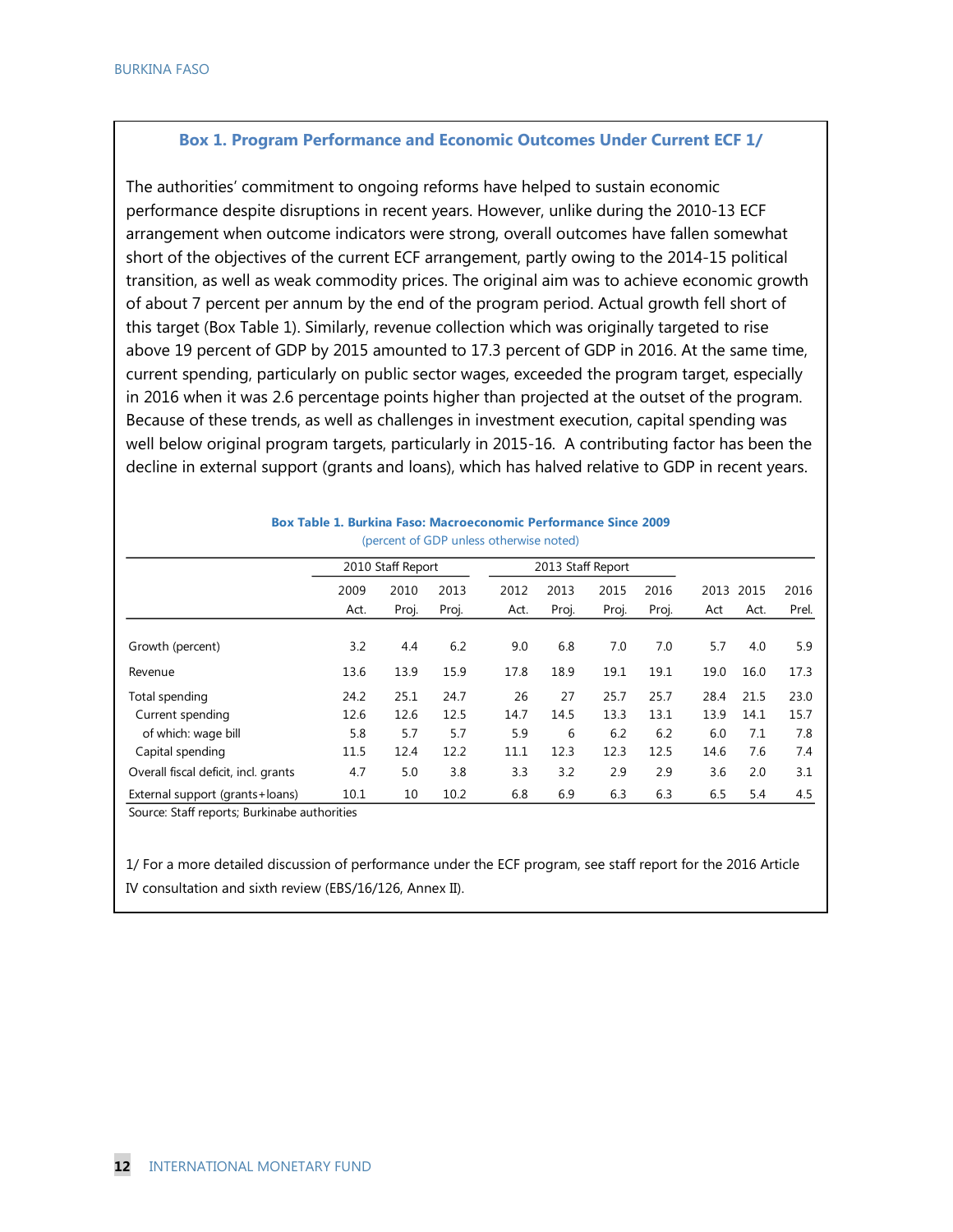## Box 1. Program Performance and Economic Outcomes Under Current ECF 1/

The authorities' commitment to ongoing reforms have helped to sustain economic performance despite disruptions in recent years. However, unlike during the 2010-13 ECF arrangement when outcome indicators were strong, overall outcomes have fallen somewhat short of the objectives of the current ECF arrangement, partly owing to the 2014-15 political transition, as well as weak commodity prices. The original aim was to achieve economic growth of about 7 percent per annum by the end of the program period. Actual growth fell short of this target (Box Table 1). Similarly, revenue collection which was originally targeted to rise above 19 percent of GDP by 2015 amounted to 17.3 percent of GDP in 2016. At the same time, current spending, particularly on public sector wages, exceeded the program target, especially in 2016 when it was 2.6 percentage points higher than projected at the outset of the program. Because of these trends, as well as challenges in investment execution, capital spending was well below original program targets, particularly in 2015-16. A contributing factor has been the decline in external support (grants and loans), which has halved relative to GDP in recent years.

**Box Table 1. Burkina Faso: Macroeconomic Performance Since 2009**
(percent of GDP unless otherwise noted)

| | 2010 Staff Report | | | 2013 Staff Report | | | | | | |
|---|---|---|---|---|---|---|---|---|---|---|
| | 2009 Act. | 2010 Proj. | 2013 Proj. | 2012 Act. | 2013 Proj. | 2015 Proj. | 2016 Proj. | 2013 Act | 2015 Act. | 2016 Prel. |
| Growth (percent) | 3.2 | 4.4 | 6.2 | 9.0 | 6.8 | 7.0 | 7.0 | 5.7 | 4.0 | 5.9 |
| Revenue | 13.6 | 13.9 | 15.9 | 17.8 | 18.9 | 19.1 | 19.1 | 19.0 | 16.0 | 17.3 |
| Total spending | 24.2 | 25.1 | 24.7 | 26 | 27 | 25.7 | 25.7 | 28.4 | 21.5 | 23.0 |
| Current spending | 12.6 | 12.6 | 12.5 | 14.7 | 14.5 | 13.3 | 13.1 | 13.9 | 14.1 | 15.7 |
| of which: wage bill | 5.8 | 5.7 | 5.7 | 5.9 | 6 | 6.2 | 6.2 | 6.0 | 7.1 | 7.8 |
| Capital spending | 11.5 | 12.4 | 12.2 | 11.1 | 12.3 | 12.3 | 12.5 | 14.6 | 7.6 | 7.4 |
| Overall fiscal deficit, incl. grants | 4.7 | 5.0 | 3.8 | 3.3 | 3.2 | 2.9 | 2.9 | 3.6 | 2.0 | 3.1 |
| External support (grants+loans) | 10.1 | 10 | 10.2 | 6.8 | 6.9 | 6.3 | 6.3 | 6.5 | 5.4 | 4.5 |

Source: Staff reports; Burkinabe authorities

1/ For a more detailed discussion of performance under the ECF program, see staff report for the 2016 Article IV consultation and sixth review (EBS/16/126, Annex II).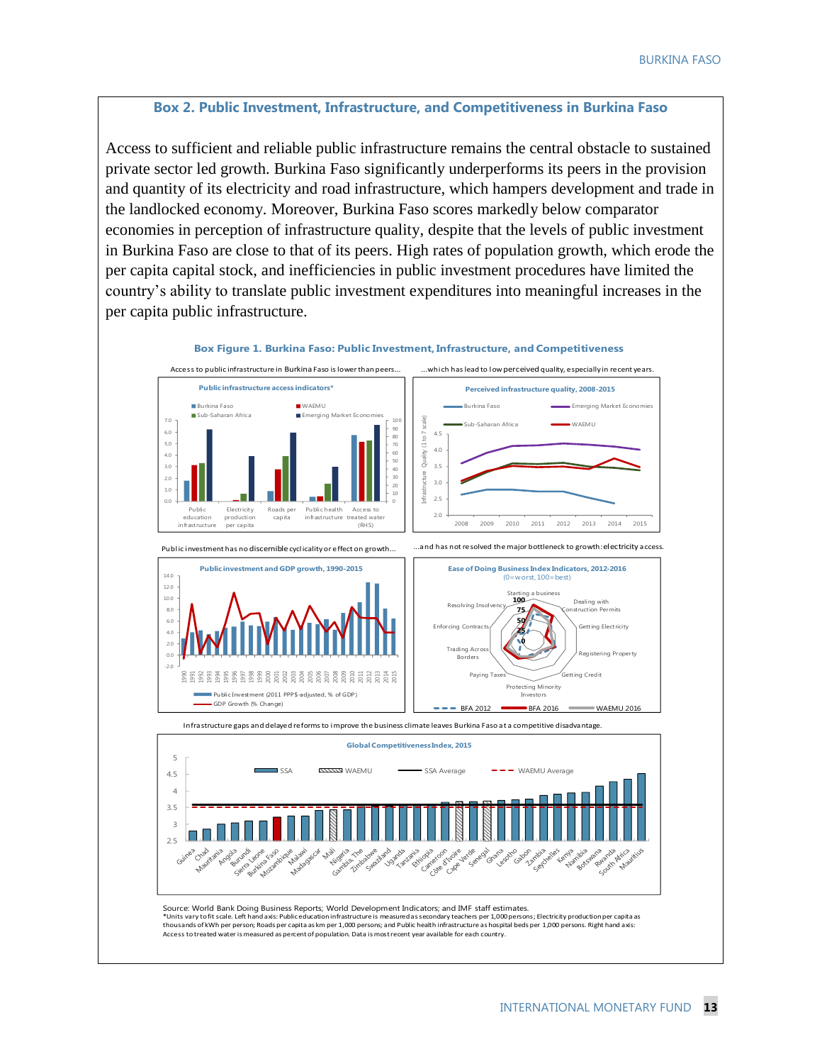## Box 2. Public Investment, Infrastructure, and Competitiveness in Burkina Faso

Access to sufficient and reliable public infrastructure remains the central obstacle to sustained private sector led growth. Burkina Faso significantly underperforms its peers in the provision and quantity of its electricity and road infrastructure, which hampers development and trade in the landlocked economy. Moreover, Burkina Faso scores markedly below comparator economies in perception of infrastructure quality, despite that the levels of public investment in Burkina Faso are close to that of its peers. High rates of population growth, which erode the per capita capital stock, and inefficiencies in public investment procedures have limited the country's ability to translate public investment expenditures into meaningful increases in the per capita public infrastructure.

**Box Figure 1. Burkina Faso: Public Investment, Infrastructure, and Competitiveness**

Access to public infrastructure in Burkina Faso is lower than peers...

...which has lead to low perceived quality, especially in recent years.

Public investment has no discernible cyclicality or effect on growth...

...and has not resolved the major bottleneck to growth: electricity access.

Infrastructure gaps and delayed reforms to improve the business climate leaves Burkina Faso at a competitive disadvantage.

Source: World Bank Doing Business Reports; World Development Indicators; and IMF staff estimates.
*Units vary to fit scale. Left hand axis: Public education infrastructure is measured as secondary teachers per 1,000 persons; Electricity production per capita as thousands of kWh per person; Roads per capita as km per 1,000 persons; and Public health infrastructure as hospital beds per 1,000 persons. Right hand axis: Access to treated water is measured as percent of population. Data is most recent year available for each country.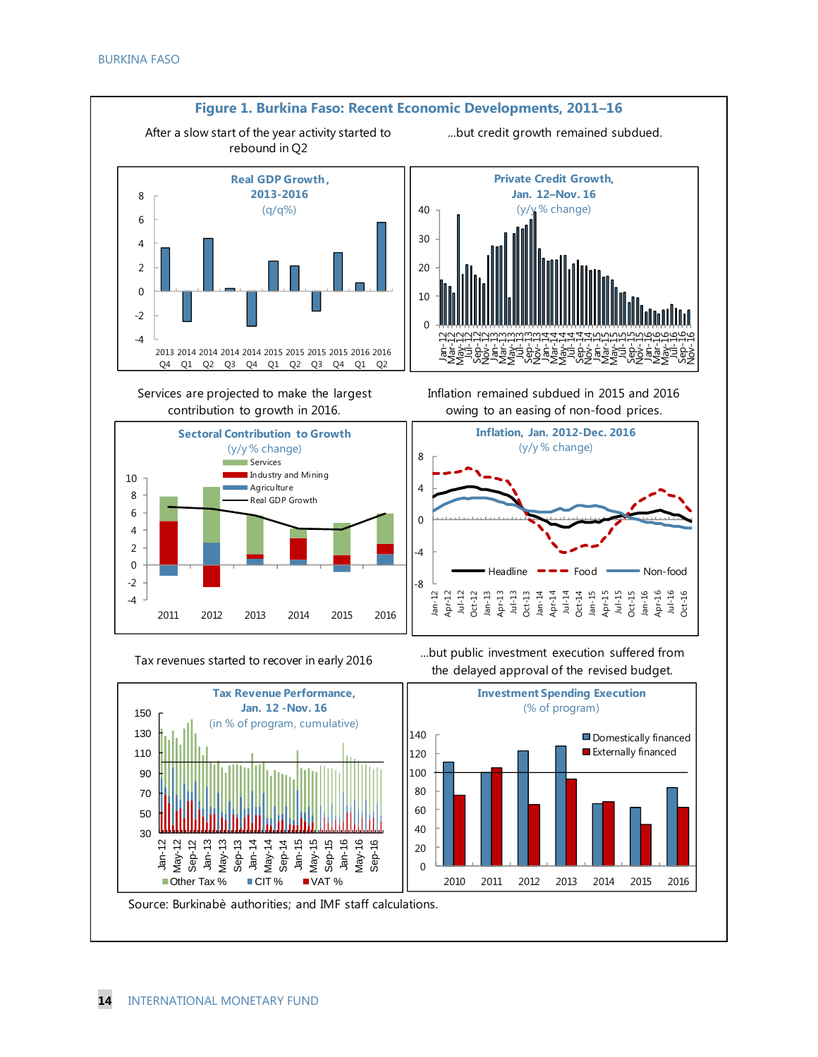## Figure 1. Burkina Faso: Recent Economic Developments, 2011–16

After a slow start of the year activity started to rebound in Q2

...but credit growth remained subdued.

**Real GDP Growth, 2013-2016**
(q/q%)

**Private Credit Growth, Jan. 12–Nov. 16**
(y/y % change)

Services are projected to make the largest contribution to growth in 2016.

Inflation remained subdued in 2015 and 2016 owing to an easing of non-food prices.

**Sectoral Contribution to Growth**
(y/y % change)

**Inflation, Jan. 2012-Dec. 2016**
(y/y % change)

Tax revenues started to recover in early 2016

...but public investment execution suffered from the delayed approval of the revised budget.

**Tax Revenue Performance, Jan. 12 -Nov. 16**
(in % of program, cumulative)

**Investment Spending Execution**
(% of program)

Source: Burkinabè authorities; and IMF staff calculations.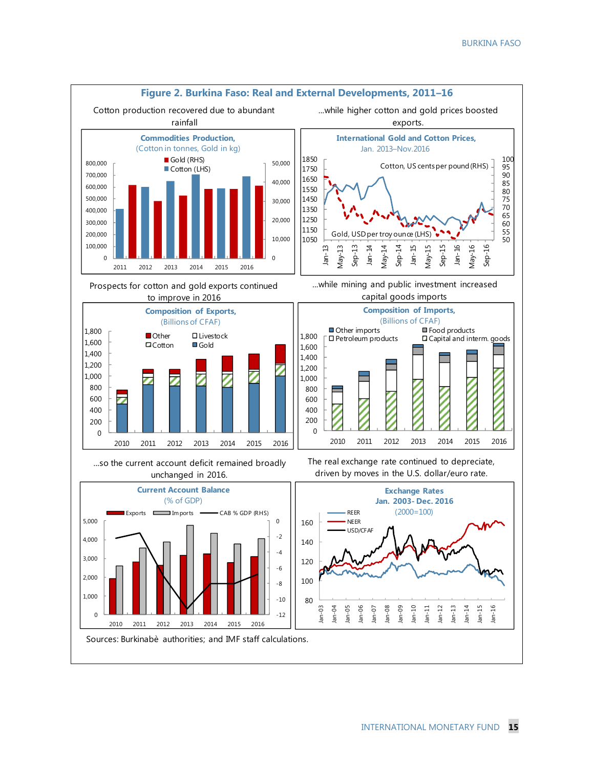# Figure 2. Burkina Faso: Real and External Developments, 2011–16

Cotton production recovered due to abundant rainfall

**Commodities Production,**
(Cotton in tonnes, Gold in kg)

...while higher cotton and gold prices boosted exports.

**International Gold and Cotton Prices,**
Jan. 2013–Nov.2016

Prospects for cotton and gold exports continued to improve in 2016

**Composition of Exports,**
(Billions of CFAF)

...while mining and public investment increased capital goods imports

**Composition of Imports,**
(Billions of CFAF)

...so the current account deficit remained broadly unchanged in 2016.

**Current Account Balance**
(% of GDP)

The real exchange rate continued to depreciate, driven by moves in the U.S. dollar/euro rate.

**Exchange Rates**
**Jan. 2003- Dec. 2016**
(2000=100)

Sources: Burkinabè authorities; and IMF staff calculations.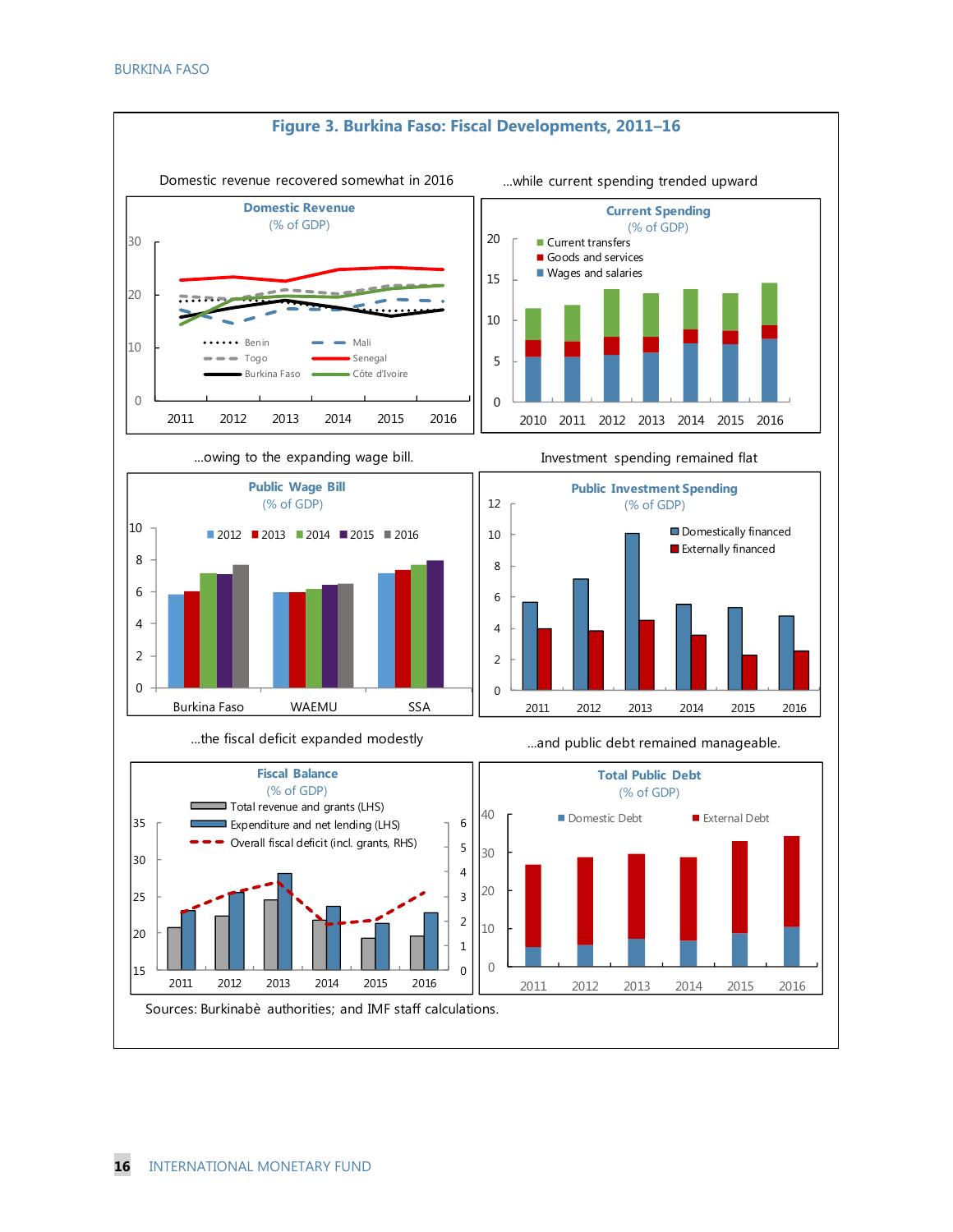# Figure 3. Burkina Faso: Fiscal Developments, 2011–16

Domestic revenue recovered somewhat in 2016

...while current spending trended upward

...owing to the expanding wage bill.

Investment spending remained flat

...the fiscal deficit expanded modestly

...and public debt remained manageable.

Sources: Burkinabè authorities; and IMF staff calculations.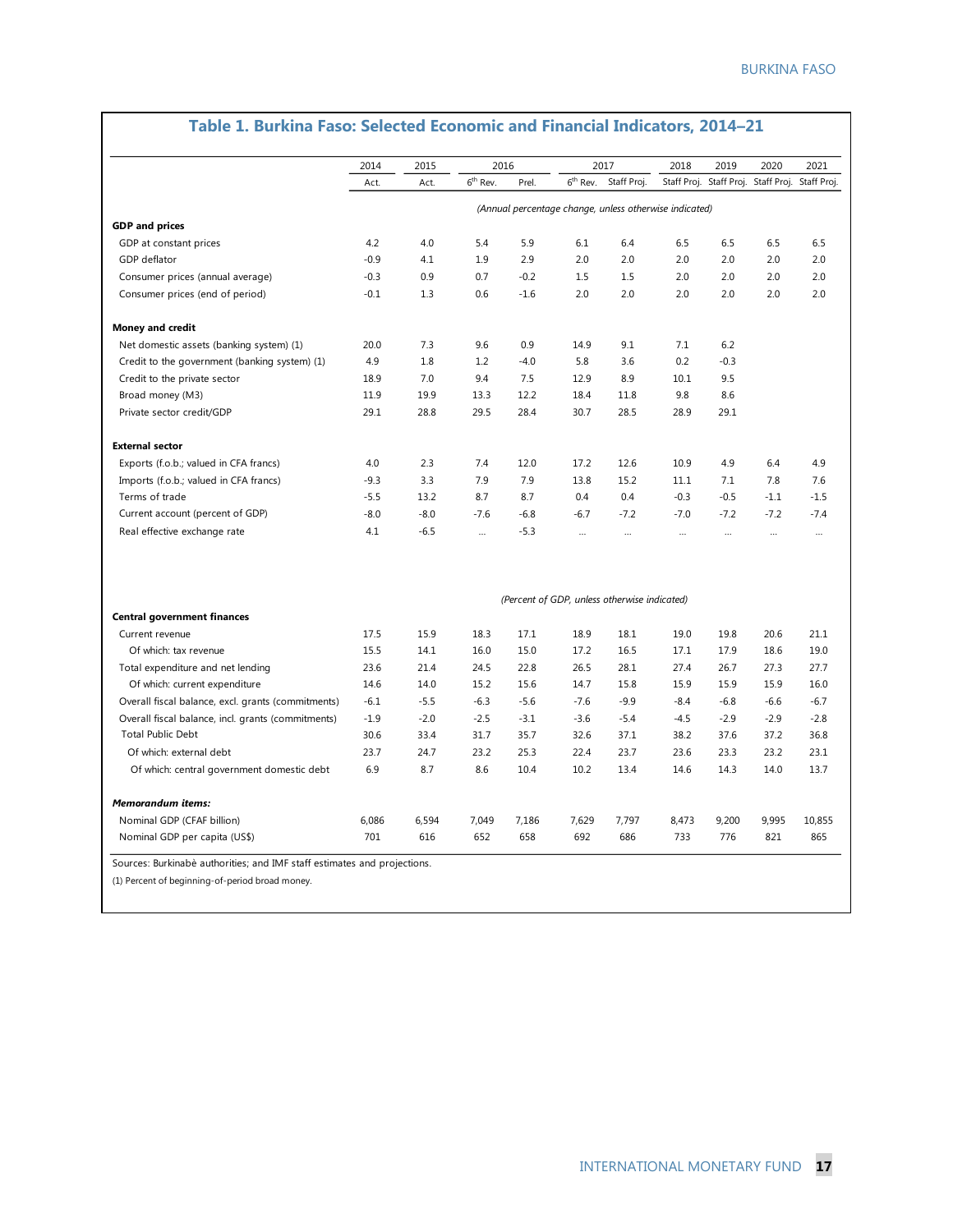## Table 1. Burkina Faso: Selected Economic and Financial Indicators, 2014–21

| | 2014 | 2015 | 2016 | | 2017 | | 2018 | 2019 | 2020 | 2021 |
|---|---|---|---|---|---|---|---|---|---|---|
| | Act. | Act. | 6th Rev. | Prel. | 6th Rev. | Staff Proj. | Staff Proj. | Staff Proj. | Staff Proj. | Staff Proj. |
| | *(Annual percentage change, unless otherwise indicated)* | | | | | | | | | |
| **GDP and prices** | | | | | | | | | | |
| GDP at constant prices | 4.2 | 4.0 | 5.4 | 5.9 | 6.1 | 6.4 | 6.5 | 6.5 | 6.5 | 6.5 |
| GDP deflator | -0.9 | 4.1 | 1.9 | 2.9 | 2.0 | 2.0 | 2.0 | 2.0 | 2.0 | 2.0 |
| Consumer prices (annual average) | -0.3 | 0.9 | 0.7 | -0.2 | 1.5 | 1.5 | 2.0 | 2.0 | 2.0 | 2.0 |
| Consumer prices (end of period) | -0.1 | 1.3 | 0.6 | -1.6 | 2.0 | 2.0 | 2.0 | 2.0 | 2.0 | 2.0 |
| **Money and credit** | | | | | | | | | | |
| Net domestic assets (banking system) (1) | 20.0 | 7.3 | 9.6 | 0.9 | 14.9 | 9.1 | 7.1 | 6.2 | | |
| Credit to the government (banking system) (1) | 4.9 | 1.8 | 1.2 | -4.0 | 5.8 | 3.6 | 0.2 | -0.3 | | |
| Credit to the private sector | 18.9 | 7.0 | 9.4 | 7.5 | 12.9 | 8.9 | 10.1 | 9.5 | | |
| Broad money (M3) | 11.9 | 19.9 | 13.3 | 12.2 | 18.4 | 11.8 | 9.8 | 8.6 | | |
| Private sector credit/GDP | 29.1 | 28.8 | 29.5 | 28.4 | 30.7 | 28.5 | 28.9 | 29.1 | | |
| **External sector** | | | | | | | | | | |
| Exports (f.o.b.; valued in CFA francs) | 4.0 | 2.3 | 7.4 | 12.0 | 17.2 | 12.6 | 10.9 | 4.9 | 6.4 | 4.9 |
| Imports (f.o.b.; valued in CFA francs) | -9.3 | 3.3 | 7.9 | 7.9 | 13.8 | 15.2 | 11.1 | 7.1 | 7.8 | 7.6 |
| Terms of trade | -5.5 | 13.2 | 8.7 | 8.7 | 0.4 | 0.4 | -0.3 | -0.5 | -1.1 | -1.5 |
| Current account (percent of GDP) | -8.0 | -8.0 | -7.6 | -6.8 | -6.7 | -7.2 | -7.0 | -7.2 | -7.2 | -7.4 |
| Real effective exchange rate | 4.1 | -6.5 | ... | -5.3 | ... | ... | ... | ... | ... | ... |
| | *(Percent of GDP, unless otherwise indicated)* | | | | | | | | | |
| **Central government finances** | | | | | | | | | | |
| Current revenue | 17.5 | 15.9 | 18.3 | 17.1 | 18.9 | 18.1 | 19.0 | 19.8 | 20.6 | 21.1 |
| Of which: tax revenue | 15.5 | 14.1 | 16.0 | 15.0 | 17.2 | 16.5 | 17.1 | 17.9 | 18.6 | 19.0 |
| Total expenditure and net lending | 23.6 | 21.4 | 24.5 | 22.8 | 26.5 | 28.1 | 27.4 | 26.7 | 27.3 | 27.7 |
| Of which: current expenditure | 14.6 | 14.0 | 15.2 | 15.6 | 14.7 | 15.8 | 15.9 | 15.9 | 15.9 | 16.0 |
| Overall fiscal balance, excl. grants (commitments) | -6.1 | -5.5 | -6.3 | -5.6 | -7.6 | -9.9 | -8.4 | -6.8 | -6.6 | -6.7 |
| Overall fiscal balance, incl. grants (commitments) | -1.9 | -2.0 | -2.5 | -3.1 | -3.6 | -5.4 | -4.5 | -2.9 | -2.9 | -2.8 |
| Total Public Debt | 30.6 | 33.4 | 31.7 | 35.7 | 32.6 | 37.1 | 38.2 | 37.6 | 37.2 | 36.8 |
| Of which: external debt | 23.7 | 24.7 | 23.2 | 25.3 | 22.4 | 23.7 | 23.6 | 23.3 | 23.2 | 23.1 |
| Of which: central government domestic debt | 6.9 | 8.7 | 8.6 | 10.4 | 10.2 | 13.4 | 14.6 | 14.3 | 14.0 | 13.7 |
| ***Memorandum items:*** | | | | | | | | | | |
| Nominal GDP (CFAF billion) | 6,086 | 6,594 | 7,049 | 7,186 | 7,629 | 7,797 | 8,473 | 9,200 | 9,995 | 10,855 |
| Nominal GDP per capita (US$) | 701 | 616 | 652 | 658 | 692 | 686 | 733 | 776 | 821 | 865 |

Sources: Burkinabè authorities; and IMF staff estimates and projections.

(1) Percent of beginning-of-period broad money.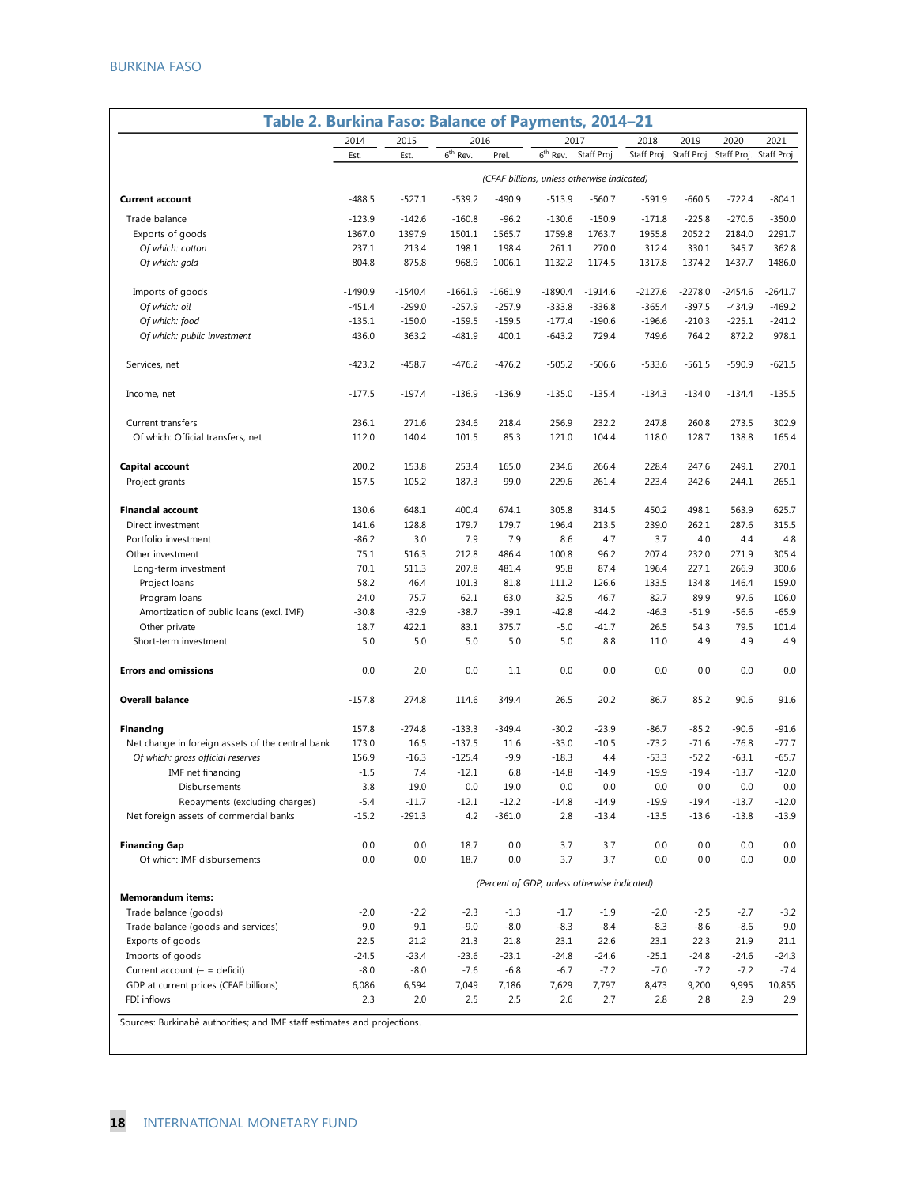## Table 2. Burkina Faso: Balance of Payments, 2014–21

| | 2014 | 2015 | 2016 | | 2017 | | 2018 | 2019 | 2020 | 2021 |
|---|---|---|---|---|---|---|---|---|---|---|
| | Est. | Est. | 6th Rev. | Prel. | 6th Rev. | Staff Proj. | Staff Proj. | Staff Proj. | Staff Proj. | Staff Proj. |
| | *(CFAF billions, unless otherwise indicated)* | | | | | | | | | |
| **Current account** | -488.5 | -527.1 | -539.2 | -490.9 | -513.9 | -560.7 | -591.9 | -660.5 | -722.4 | -804.1 |
| Trade balance | -123.9 | -142.6 | -160.8 | -96.2 | -130.6 | -150.9 | -171.8 | -225.8 | -270.6 | -350.0 |
| Exports of goods | 1367.0 | 1397.9 | 1501.1 | 1565.7 | 1759.8 | 1763.7 | 1955.8 | 2052.2 | 2184.0 | 2291.7 |
| *Of which: cotton* | 237.1 | 213.4 | 198.1 | 198.4 | 261.1 | 270.0 | 312.4 | 330.1 | 345.7 | 362.8 |
| *Of which: gold* | 804.8 | 875.8 | 968.9 | 1006.1 | 1132.2 | 1174.5 | 1317.8 | 1374.2 | 1437.7 | 1486.0 |
| Imports of goods | -1490.9 | -1540.4 | -1661.9 | -1661.9 | -1890.4 | -1914.6 | -2127.6 | -2278.0 | -2454.6 | -2641.7 |
| *Of which: oil* | -451.4 | -299.0 | -257.9 | -257.9 | -333.8 | -336.8 | -365.4 | -397.5 | -434.9 | -469.2 |
| *Of which: food* | -135.1 | -150.0 | -159.5 | -159.5 | -177.4 | -190.6 | -196.6 | -210.3 | -225.1 | -241.2 |
| *Of which: public investment* | 436.0 | 363.2 | -481.9 | 400.1 | -643.2 | 729.4 | 749.6 | 764.2 | 872.2 | 978.1 |
| Services, net | -423.2 | -458.7 | -476.2 | -476.2 | -505.2 | -506.6 | -533.6 | -561.5 | -590.9 | -621.5 |
| Income, net | -177.5 | -197.4 | -136.9 | -136.9 | -135.0 | -135.4 | -134.3 | -134.0 | -134.4 | -135.5 |
| Current transfers | 236.1 | 271.6 | 234.6 | 218.4 | 256.9 | 232.2 | 247.8 | 260.8 | 273.5 | 302.9 |
| Of which: Official transfers, net | 112.0 | 140.4 | 101.5 | 85.3 | 121.0 | 104.4 | 118.0 | 128.7 | 138.8 | 165.4 |
| **Capital account** | 200.2 | 153.8 | 253.4 | 165.0 | 234.6 | 266.4 | 228.4 | 247.6 | 249.1 | 270.1 |
| Project grants | 157.5 | 105.2 | 187.3 | 99.0 | 229.6 | 261.4 | 223.4 | 242.6 | 244.1 | 265.1 |
| **Financial account** | 130.6 | 648.1 | 400.4 | 674.1 | 305.8 | 314.5 | 450.2 | 498.1 | 563.9 | 625.7 |
| Direct investment | 141.6 | 128.8 | 179.7 | 179.7 | 196.4 | 213.5 | 239.0 | 262.1 | 287.6 | 315.5 |
| Portfolio investment | -86.2 | 3.0 | 7.9 | 7.9 | 8.6 | 4.7 | 3.7 | 4.0 | 4.4 | 4.8 |
| Other investment | 75.1 | 516.3 | 212.8 | 486.4 | 100.8 | 96.2 | 207.4 | 232.0 | 271.9 | 305.4 |
| Long-term investment | 70.1 | 511.3 | 207.8 | 481.4 | 95.8 | 87.4 | 196.4 | 227.1 | 266.9 | 300.6 |
| Project loans | 58.2 | 46.4 | 101.3 | 81.8 | 111.2 | 126.6 | 133.5 | 134.8 | 146.4 | 159.0 |
| Program loans | 24.0 | 75.7 | 62.1 | 63.0 | 32.5 | 46.7 | 82.7 | 89.9 | 97.6 | 106.0 |
| Amortization of public loans (excl. IMF) | -30.8 | -32.9 | -38.7 | -39.1 | -42.8 | -44.2 | -46.3 | -51.9 | -56.6 | -65.9 |
| Other private | 18.7 | 422.1 | 83.1 | 375.7 | -5.0 | -41.7 | 26.5 | 54.3 | 79.5 | 101.4 |
| Short-term investment | 5.0 | 5.0 | 5.0 | 5.0 | 5.0 | 8.8 | 11.0 | 4.9 | 4.9 | 4.9 |
| **Errors and omissions** | 0.0 | 2.0 | 0.0 | 1.1 | 0.0 | 0.0 | 0.0 | 0.0 | 0.0 | 0.0 |
| **Overall balance** | -157.8 | 274.8 | 114.6 | 349.4 | 26.5 | 20.2 | 86.7 | 85.2 | 90.6 | 91.6 |
| **Financing** | 157.8 | -274.8 | -133.3 | -349.4 | -30.2 | -23.9 | -86.7 | -85.2 | -90.6 | -91.6 |
| Net change in foreign assets of the central bank | 173.0 | 16.5 | -137.5 | 11.6 | -33.0 | -10.5 | -73.2 | -71.6 | -76.8 | -77.7 |
| *Of which: gross official reserves* | 156.9 | -16.3 | -125.4 | -9.9 | -18.3 | 4.4 | -53.3 | -52.2 | -63.1 | -65.7 |
| IMF net financing | -1.5 | 7.4 | -12.1 | 6.8 | -14.8 | -14.9 | -19.9 | -19.4 | -13.7 | -12.0 |
| Disbursements | 3.8 | 19.0 | 0.0 | 19.0 | 0.0 | 0.0 | 0.0 | 0.0 | 0.0 | 0.0 |
| Repayments (excluding charges) | -5.4 | -11.7 | -12.1 | -12.2 | -14.8 | -14.9 | -19.9 | -19.4 | -13.7 | -12.0 |
| Net foreign assets of commercial banks | -15.2 | -291.3 | 4.2 | -361.0 | 2.8 | -13.4 | -13.5 | -13.6 | -13.8 | -13.9 |
| **Financing Gap** | 0.0 | 0.0 | 18.7 | 0.0 | 3.7 | 3.7 | 0.0 | 0.0 | 0.0 | 0.0 |
| Of which: IMF disbursements | 0.0 | 0.0 | 18.7 | 0.0 | 3.7 | 3.7 | 0.0 | 0.0 | 0.0 | 0.0 |
| | *(Percent of GDP, unless otherwise indicated)* | | | | | | | | | |
| **Memorandum items:** | | | | | | | | | | |
| Trade balance (goods) | -2.0 | -2.2 | -2.3 | -1.3 | -1.7 | -1.9 | -2.0 | -2.5 | -2.7 | -3.2 |
| Trade balance (goods and services) | -9.0 | -9.1 | -9.0 | -8.0 | -8.3 | -8.4 | -8.3 | -8.6 | -8.6 | -9.0 |
| Exports of goods | 22.5 | 21.2 | 21.3 | 21.8 | 23.1 | 22.6 | 23.1 | 22.3 | 21.9 | 21.1 |
| Imports of goods | -24.5 | -23.4 | -23.6 | -23.1 | -24.8 | -24.6 | -25.1 | -24.8 | -24.6 | -24.3 |
| Current account (– = deficit) | -8.0 | -8.0 | -7.6 | -6.8 | -6.7 | -7.2 | -7.0 | -7.2 | -7.2 | -7.4 |
| GDP at current prices (CFAF billions) | 6,086 | 6,594 | 7,049 | 7,186 | 7,629 | 7,797 | 8,473 | 9,200 | 9,995 | 10,855 |
| FDI inflows | 2.3 | 2.0 | 2.5 | 2.5 | 2.6 | 2.7 | 2.8 | 2.8 | 2.9 | 2.9 |

Sources: Burkinabè authorities; and IMF staff estimates and projections.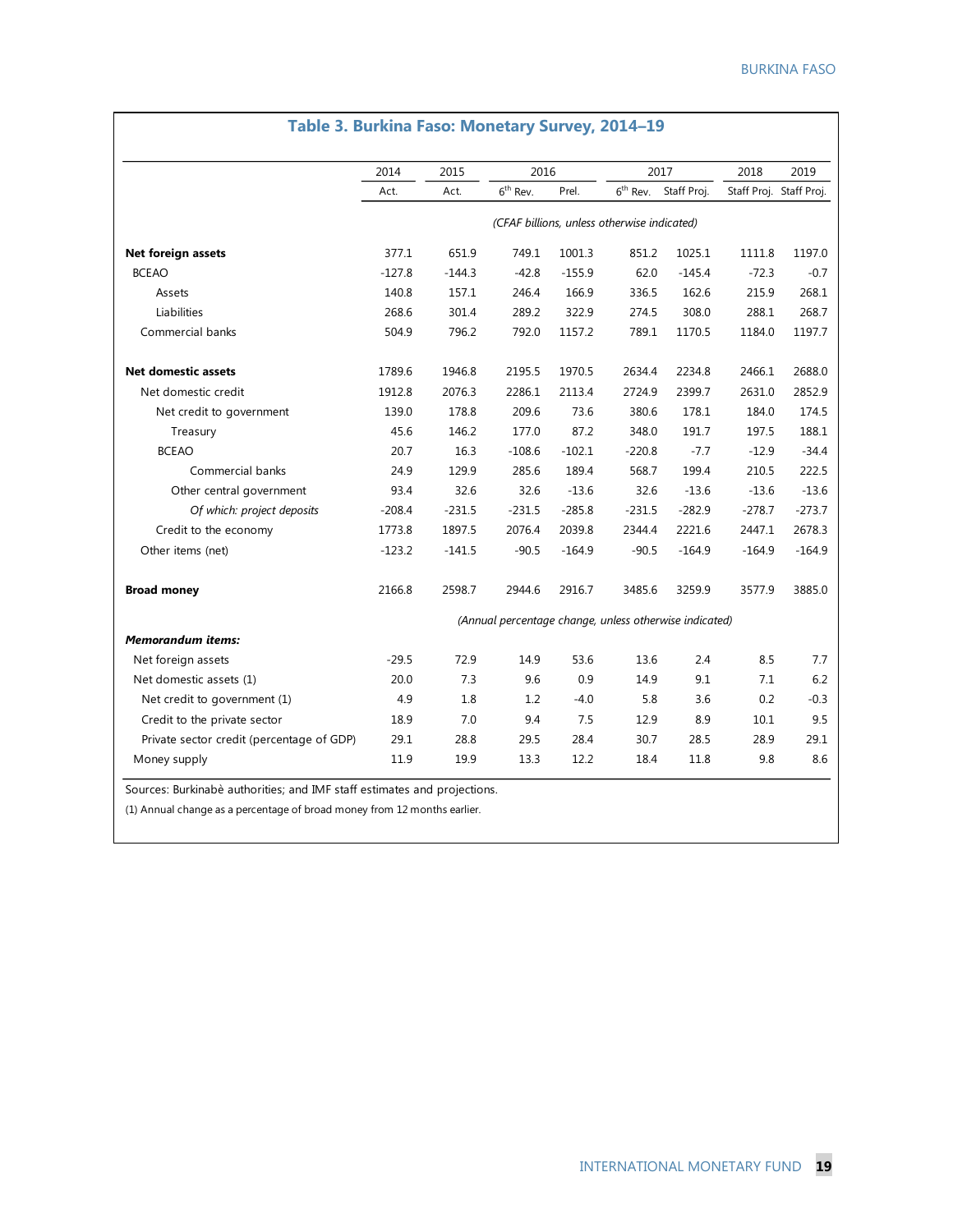## Table 3. Burkina Faso: Monetary Survey, 2014–19

| | 2014 | 2015 | 2016 | | 2017 | | 2018 | 2019 |
|---|---|---|---|---|---|---|---|---|
| | Act. | Act. | 6th Rev. | Prel. | 6th Rev. | Staff Proj. | Staff Proj. | Staff Proj. |
| | *(CFAF billions, unless otherwise indicated)* | | | | | | | |
| **Net foreign assets** | 377.1 | 651.9 | 749.1 | 1001.3 | 851.2 | 1025.1 | 1111.8 | 1197.0 |
| BCEAO | -127.8 | -144.3 | -42.8 | -155.9 | 62.0 | -145.4 | -72.3 | -0.7 |
| Assets | 140.8 | 157.1 | 246.4 | 166.9 | 336.5 | 162.6 | 215.9 | 268.1 |
| Liabilities | 268.6 | 301.4 | 289.2 | 322.9 | 274.5 | 308.0 | 288.1 | 268.7 |
| Commercial banks | 504.9 | 796.2 | 792.0 | 1157.2 | 789.1 | 1170.5 | 1184.0 | 1197.7 |
| **Net domestic assets** | 1789.6 | 1946.8 | 2195.5 | 1970.5 | 2634.4 | 2234.8 | 2466.1 | 2688.0 |
| Net domestic credit | 1912.8 | 2076.3 | 2286.1 | 2113.4 | 2724.9 | 2399.7 | 2631.0 | 2852.9 |
| Net credit to government | 139.0 | 178.8 | 209.6 | 73.6 | 380.6 | 178.1 | 184.0 | 174.5 |
| Treasury | 45.6 | 146.2 | 177.0 | 87.2 | 348.0 | 191.7 | 197.5 | 188.1 |
| BCEAO | 20.7 | 16.3 | -108.6 | -102.1 | -220.8 | -7.7 | -12.9 | -34.4 |
| Commercial banks | 24.9 | 129.9 | 285.6 | 189.4 | 568.7 | 199.4 | 210.5 | 222.5 |
| Other central government | 93.4 | 32.6 | 32.6 | -13.6 | 32.6 | -13.6 | -13.6 | -13.6 |
| *Of which: project deposits* | -208.4 | -231.5 | -231.5 | -285.8 | -231.5 | -282.9 | -278.7 | -273.7 |
| Credit to the economy | 1773.8 | 1897.5 | 2076.4 | 2039.8 | 2344.4 | 2221.6 | 2447.1 | 2678.3 |
| Other items (net) | -123.2 | -141.5 | -90.5 | -164.9 | -90.5 | -164.9 | -164.9 | -164.9 |
| **Broad money** | 2166.8 | 2598.7 | 2944.6 | 2916.7 | 3485.6 | 3259.9 | 3577.9 | 3885.0 |
| | *(Annual percentage change, unless otherwise indicated)* | | | | | | | |
| ***Memorandum items:*** | | | | | | | | |
| Net foreign assets | -29.5 | 72.9 | 14.9 | 53.6 | 13.6 | 2.4 | 8.5 | 7.7 |
| Net domestic assets (1) | 20.0 | 7.3 | 9.6 | 0.9 | 14.9 | 9.1 | 7.1 | 6.2 |
| Net credit to government (1) | 4.9 | 1.8 | 1.2 | -4.0 | 5.8 | 3.6 | 0.2 | -0.3 |
| Credit to the private sector | 18.9 | 7.0 | 9.4 | 7.5 | 12.9 | 8.9 | 10.1 | 9.5 |
| Private sector credit (percentage of GDP) | 29.1 | 28.8 | 29.5 | 28.4 | 30.7 | 28.5 | 28.9 | 29.1 |
| Money supply | 11.9 | 19.9 | 13.3 | 12.2 | 18.4 | 11.8 | 9.8 | 8.6 |

Sources: Burkinabè authorities; and IMF staff estimates and projections.

(1) Annual change as a percentage of broad money from 12 months earlier.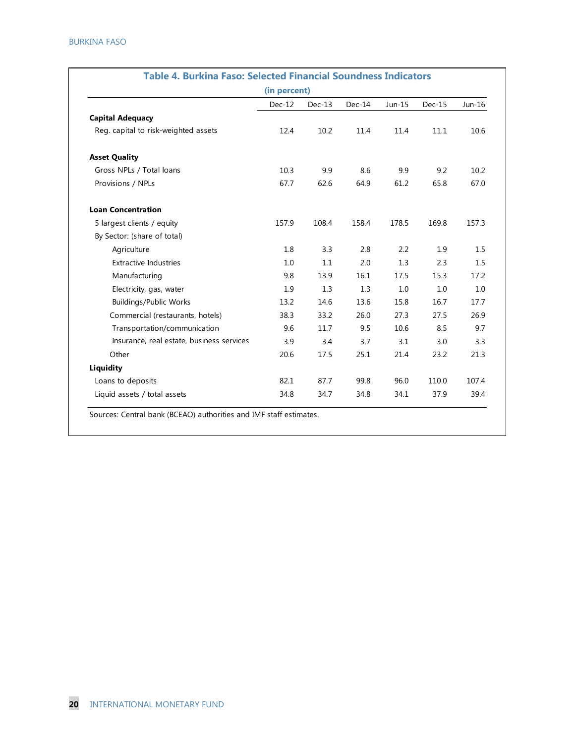**Table 4. Burkina Faso: Selected Financial Soundness Indicators**

(in percent)

| | Dec-12 | Dec-13 | Dec-14 | Jun-15 | Dec-15 | Jun-16 |
|---|---|---|---|---|---|---|
| **Capital Adequacy** | | | | | | |
| Reg. capital to risk-weighted assets | 12.4 | 10.2 | 11.4 | 11.4 | 11.1 | 10.6 |
| **Asset Quality** | | | | | | |
| Gross NPLs / Total loans | 10.3 | 9.9 | 8.6 | 9.9 | 9.2 | 10.2 |
| Provisions / NPLs | 67.7 | 62.6 | 64.9 | 61.2 | 65.8 | 67.0 |
| **Loan Concentration** | | | | | | |
| 5 largest clients / equity | 157.9 | 108.4 | 158.4 | 178.5 | 169.8 | 157.3 |
| By Sector: (share of total) | | | | | | |
| Agriculture | 1.8 | 3.3 | 2.8 | 2.2 | 1.9 | 1.5 |
| Extractive Industries | 1.0 | 1.1 | 2.0 | 1.3 | 2.3 | 1.5 |
| Manufacturing | 9.8 | 13.9 | 16.1 | 17.5 | 15.3 | 17.2 |
| Electricity, gas, water | 1.9 | 1.3 | 1.3 | 1.0 | 1.0 | 1.0 |
| Buildings/Public Works | 13.2 | 14.6 | 13.6 | 15.8 | 16.7 | 17.7 |
| Commercial (restaurants, hotels) | 38.3 | 33.2 | 26.0 | 27.3 | 27.5 | 26.9 |
| Transportation/communication | 9.6 | 11.7 | 9.5 | 10.6 | 8.5 | 9.7 |
| Insurance, real estate, business services | 3.9 | 3.4 | 3.7 | 3.1 | 3.0 | 3.3 |
| Other | 20.6 | 17.5 | 25.1 | 21.4 | 23.2 | 21.3 |
| **Liquidity** | | | | | | |
| Loans to deposits | 82.1 | 87.7 | 99.8 | 96.0 | 110.0 | 107.4 |
| Liquid assets / total assets | 34.8 | 34.7 | 34.8 | 34.1 | 37.9 | 39.4 |

Sources: Central bank (BCEAO) authorities and IMF staff estimates.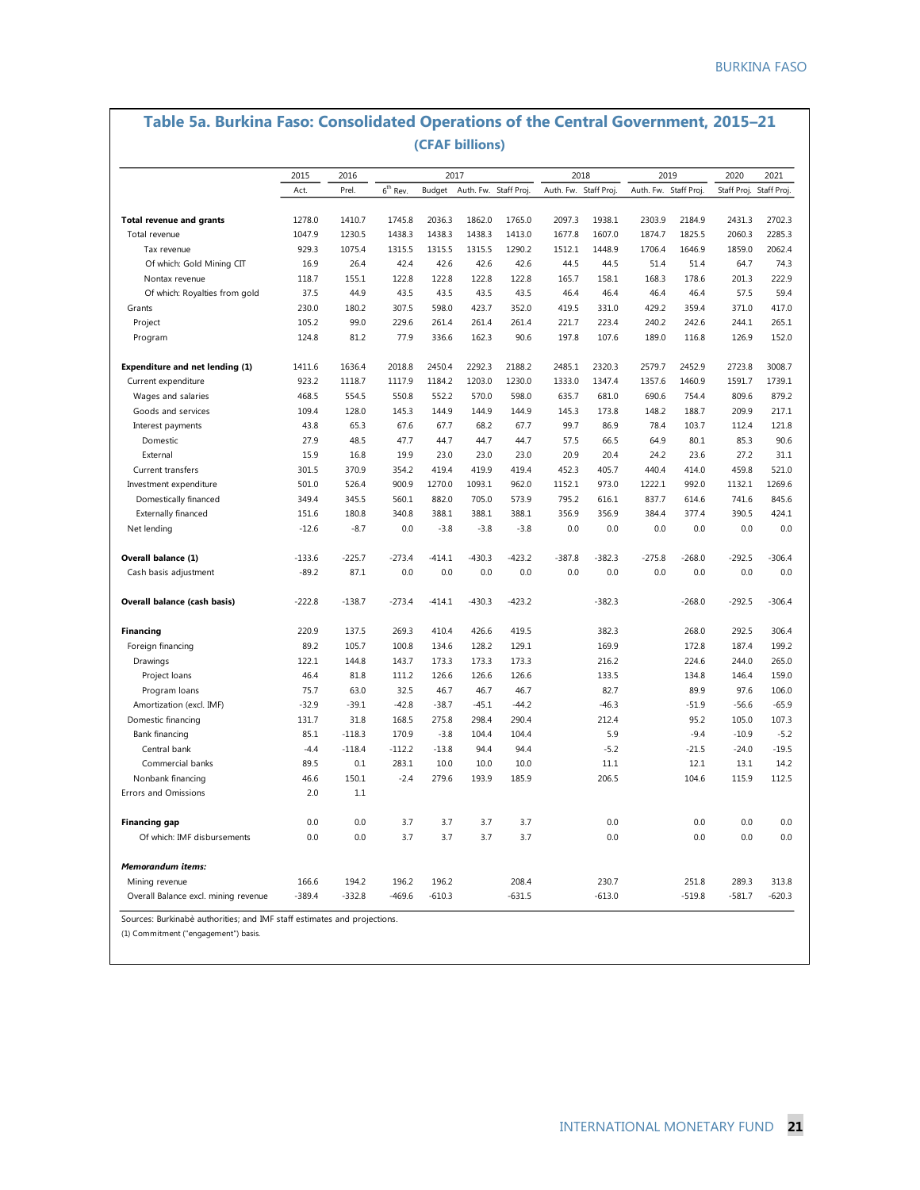## Table 5a. Burkina Faso: Consolidated Operations of the Central Government, 2015–21

(CFAF billions)

| | 2015 | 2016 | 2017 | | | | 2018 | | 2019 | | 2020 | 2021 |
|---|---|---|---|---|---|---|---|---|---|---|---|---|
| | Act. | Prel. | 6th Rev. | Budget | Auth. Fw. | Staff Proj. | Auth. Fw. | Staff Proj. | Auth. Fw. | Staff Proj. | Staff Proj. | Staff Proj. |
| **Total revenue and grants** | 1278.0 | 1410.7 | 1745.8 | 2036.3 | 1862.0 | 1765.0 | 2097.3 | 1938.1 | 2303.9 | 2184.9 | 2431.3 | 2702.3 |
| Total revenue | 1047.9 | 1230.5 | 1438.3 | 1438.3 | 1438.3 | 1413.0 | 1677.8 | 1607.0 | 1874.7 | 1825.5 | 2060.3 | 2285.3 |
| Tax revenue | 929.3 | 1075.4 | 1315.5 | 1315.5 | 1315.5 | 1290.2 | 1512.1 | 1448.9 | 1706.4 | 1646.9 | 1859.0 | 2062.4 |
| Of which: Gold Mining CIT | 16.9 | 26.4 | 42.4 | 42.6 | 42.6 | 42.6 | 44.5 | 44.5 | 51.4 | 51.4 | 64.7 | 74.3 |
| Nontax revenue | 118.7 | 155.1 | 122.8 | 122.8 | 122.8 | 122.8 | 165.7 | 158.1 | 168.3 | 178.6 | 201.3 | 222.9 |
| Of which: Royalties from gold | 37.5 | 44.9 | 43.5 | 43.5 | 43.5 | 43.5 | 46.4 | 46.4 | 46.4 | 46.4 | 57.5 | 59.4 |
| Grants | 230.0 | 180.2 | 307.5 | 598.0 | 423.7 | 352.0 | 419.5 | 331.0 | 429.2 | 359.4 | 371.0 | 417.0 |
| Project | 105.2 | 99.0 | 229.6 | 261.4 | 261.4 | 261.4 | 221.7 | 223.4 | 240.2 | 242.6 | 244.1 | 265.1 |
| Program | 124.8 | 81.2 | 77.9 | 336.6 | 162.3 | 90.6 | 197.8 | 107.6 | 189.0 | 116.8 | 126.9 | 152.0 |
| **Expenditure and net lending (1)** | 1411.6 | 1636.4 | 2018.8 | 2450.4 | 2292.3 | 2188.2 | 2485.1 | 2320.3 | 2579.7 | 2452.9 | 2723.8 | 3008.7 |
| Current expenditure | 923.2 | 1118.7 | 1117.9 | 1184.2 | 1203.0 | 1230.0 | 1333.0 | 1347.4 | 1357.6 | 1460.9 | 1591.7 | 1739.1 |
| Wages and salaries | 468.5 | 554.5 | 550.8 | 552.2 | 570.0 | 598.0 | 635.7 | 681.0 | 690.6 | 754.4 | 809.6 | 879.2 |
| Goods and services | 109.4 | 128.0 | 145.3 | 144.9 | 144.9 | 144.9 | 145.3 | 173.8 | 148.2 | 188.7 | 209.9 | 217.1 |
| Interest payments | 43.8 | 65.3 | 67.6 | 67.7 | 68.2 | 67.7 | 99.7 | 86.9 | 78.4 | 103.7 | 112.4 | 121.8 |
| Domestic | 27.9 | 48.5 | 47.7 | 44.7 | 44.7 | 44.7 | 57.5 | 66.5 | 64.9 | 80.1 | 85.3 | 90.6 |
| External | 15.9 | 16.8 | 19.9 | 23.0 | 23.0 | 23.0 | 20.9 | 20.4 | 24.2 | 23.6 | 27.2 | 31.1 |
| Current transfers | 301.5 | 370.9 | 354.2 | 419.4 | 419.9 | 419.4 | 452.3 | 405.7 | 440.4 | 414.0 | 459.8 | 521.0 |
| Investment expenditure | 501.0 | 526.4 | 900.9 | 1270.0 | 1093.1 | 962.0 | 1152.1 | 973.0 | 1222.1 | 992.0 | 1132.1 | 1269.6 |
| Domestically financed | 349.4 | 345.5 | 560.1 | 882.0 | 705.0 | 573.9 | 795.2 | 616.1 | 837.7 | 614.6 | 741.6 | 845.6 |
| Externally financed | 151.6 | 180.8 | 340.8 | 388.1 | 388.1 | 388.1 | 356.9 | 356.9 | 384.4 | 377.4 | 390.5 | 424.1 |
| Net lending | -12.6 | -8.7 | 0.0 | -3.8 | -3.8 | -3.8 | 0.0 | 0.0 | 0.0 | 0.0 | 0.0 | 0.0 |
| **Overall balance (1)** | -133.6 | -225.7 | -273.4 | -414.1 | -430.3 | -423.2 | -387.8 | -382.3 | -275.8 | -268.0 | -292.5 | -306.4 |
| Cash basis adjustment | -89.2 | 87.1 | 0.0 | 0.0 | 0.0 | 0.0 | 0.0 | 0.0 | 0.0 | 0.0 | 0.0 | 0.0 |
| **Overall balance (cash basis)** | -222.8 | -138.7 | -273.4 | -414.1 | -430.3 | -423.2 | | -382.3 | | -268.0 | -292.5 | -306.4 |
| **Financing** | 220.9 | 137.5 | 269.3 | 410.4 | 426.6 | 419.5 | | 382.3 | | 268.0 | 292.5 | 306.4 |
| Foreign financing | 89.2 | 105.7 | 100.8 | 134.6 | 128.2 | 129.1 | | 169.9 | | 172.8 | 187.4 | 199.2 |
| Drawings | 122.1 | 144.8 | 143.7 | 173.3 | 173.3 | 173.3 | | 216.2 | | 224.6 | 244.0 | 265.0 |
| Project loans | 46.4 | 81.8 | 111.2 | 126.6 | 126.6 | 126.6 | | 133.5 | | 134.8 | 146.4 | 159.0 |
| Program loans | 75.7 | 63.0 | 32.5 | 46.7 | 46.7 | 46.7 | | 82.7 | | 89.9 | 97.6 | 106.0 |
| Amortization (excl. IMF) | -32.9 | -39.1 | -42.8 | -38.7 | -45.1 | -44.2 | | -46.3 | | -51.9 | -56.6 | -65.9 |
| Domestic financing | 131.7 | 31.8 | 168.5 | 275.8 | 298.4 | 290.4 | | 212.4 | | 95.2 | 105.0 | 107.3 |
| Bank financing | 85.1 | -118.3 | 170.9 | -3.8 | 104.4 | 104.4 | | 5.9 | | -9.4 | -10.9 | -5.2 |
| Central bank | -4.4 | -118.4 | -112.2 | -13.8 | 94.4 | 94.4 | | -5.2 | | -21.5 | -24.0 | -19.5 |
| Commercial banks | 89.5 | 0.1 | 283.1 | 10.0 | 10.0 | 10.0 | | 11.1 | | 12.1 | 13.1 | 14.2 |
| Nonbank financing | 46.6 | 150.1 | -2.4 | 279.6 | 193.9 | 185.9 | | 206.5 | | 104.6 | 115.9 | 112.5 |
| Errors and Omissions | 2.0 | 1.1 | | | | | | | | | | |
| **Financing gap** | 0.0 | 0.0 | 3.7 | 3.7 | 3.7 | 3.7 | | 0.0 | | 0.0 | 0.0 | 0.0 |
| Of which: IMF disbursements | 0.0 | 0.0 | 3.7 | 3.7 | 3.7 | 3.7 | | 0.0 | | 0.0 | 0.0 | 0.0 |
| ***Memorandum items:*** | | | | | | | | | | | | |
| Mining revenue | 166.6 | 194.2 | 196.2 | 196.2 | | 208.4 | | 230.7 | | 251.8 | 289.3 | 313.8 |
| Overall Balance excl. mining revenue | -389.4 | -332.8 | -469.6 | -610.3 | | -631.5 | | -613.0 | | -519.8 | -581.7 | -620.3 |

Sources: Burkinabè authorities; and IMF staff estimates and projections.

(1) Commitment ("engagement") basis.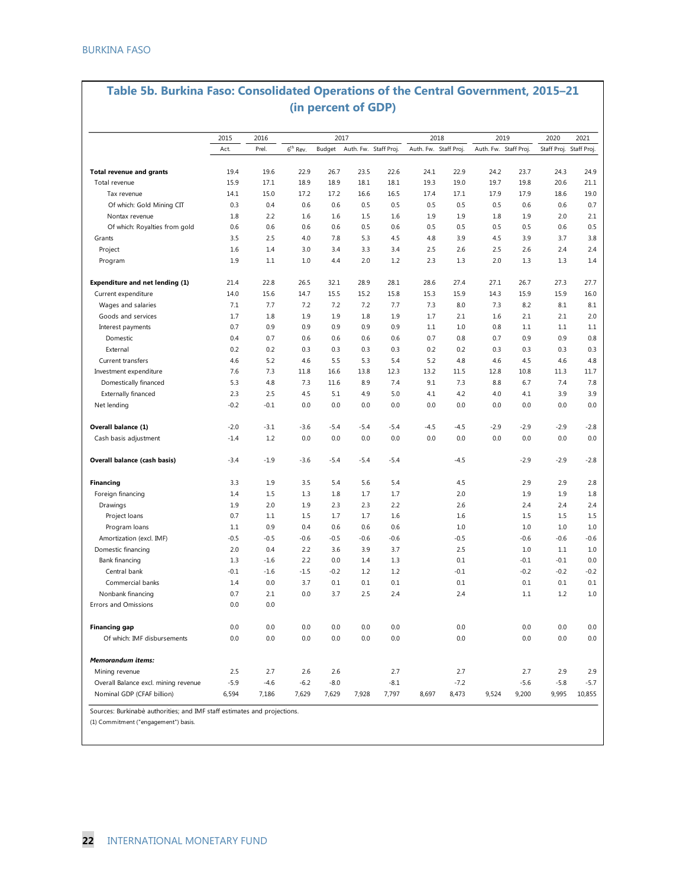## Table 5b. Burkina Faso: Consolidated Operations of the Central Government, 2015–21 (in percent of GDP)

| | 2015 | 2016 | 2017 | | | | 2018 | | 2019 | | 2020 | 2021 |
|---|---|---|---|---|---|---|---|---|---|---|---|---|
| | Act. | Prel. | 6th Rev. | Budget | Auth. Fw. | Staff Proj. | Auth. Fw. | Staff Proj. | Auth. Fw. | Staff Proj. | Staff Proj. | Staff Proj. |
| **Total revenue and grants** | 19.4 | 19.6 | 22.9 | 26.7 | 23.5 | 22.6 | 24.1 | 22.9 | 24.2 | 23.7 | 24.3 | 24.9 |
| Total revenue | 15.9 | 17.1 | 18.9 | 18.9 | 18.1 | 18.1 | 19.3 | 19.0 | 19.7 | 19.8 | 20.6 | 21.1 |
| Tax revenue | 14.1 | 15.0 | 17.2 | 17.2 | 16.6 | 16.5 | 17.4 | 17.1 | 17.9 | 17.9 | 18.6 | 19.0 |
| Of which: Gold Mining CIT | 0.3 | 0.4 | 0.6 | 0.6 | 0.5 | 0.5 | 0.5 | 0.5 | 0.5 | 0.6 | 0.6 | 0.7 |
| Nontax revenue | 1.8 | 2.2 | 1.6 | 1.6 | 1.5 | 1.6 | 1.9 | 1.9 | 1.8 | 1.9 | 2.0 | 2.1 |
| Of which: Royalties from gold | 0.6 | 0.6 | 0.6 | 0.6 | 0.5 | 0.6 | 0.5 | 0.5 | 0.5 | 0.5 | 0.6 | 0.5 |
| Grants | 3.5 | 2.5 | 4.0 | 7.8 | 5.3 | 4.5 | 4.8 | 3.9 | 4.5 | 3.9 | 3.7 | 3.8 |
| Project | 1.6 | 1.4 | 3.0 | 3.4 | 3.3 | 3.4 | 2.5 | 2.6 | 2.5 | 2.6 | 2.4 | 2.4 |
| Program | 1.9 | 1.1 | 1.0 | 4.4 | 2.0 | 1.2 | 2.3 | 1.3 | 2.0 | 1.3 | 1.3 | 1.4 |
| **Expenditure and net lending (1)** | 21.4 | 22.8 | 26.5 | 32.1 | 28.9 | 28.1 | 28.6 | 27.4 | 27.1 | 26.7 | 27.3 | 27.7 |
| Current expenditure | 14.0 | 15.6 | 14.7 | 15.5 | 15.2 | 15.8 | 15.3 | 15.9 | 14.3 | 15.9 | 15.9 | 16.0 |
| Wages and salaries | 7.1 | 7.7 | 7.2 | 7.2 | 7.2 | 7.7 | 7.3 | 8.0 | 7.3 | 8.2 | 8.1 | 8.1 |
| Goods and services | 1.7 | 1.8 | 1.9 | 1.9 | 1.8 | 1.9 | 1.7 | 2.1 | 1.6 | 2.1 | 2.1 | 2.0 |
| Interest payments | 0.7 | 0.9 | 0.9 | 0.9 | 0.9 | 0.9 | 1.1 | 1.0 | 0.8 | 1.1 | 1.1 | 1.1 |
| Domestic | 0.4 | 0.7 | 0.6 | 0.6 | 0.6 | 0.6 | 0.7 | 0.8 | 0.7 | 0.9 | 0.9 | 0.8 |
| External | 0.2 | 0.2 | 0.3 | 0.3 | 0.3 | 0.3 | 0.2 | 0.2 | 0.3 | 0.3 | 0.3 | 0.3 |
| Current transfers | 4.6 | 5.2 | 4.6 | 5.5 | 5.3 | 5.4 | 5.2 | 4.8 | 4.6 | 4.5 | 4.6 | 4.8 |
| Investment expenditure | 7.6 | 7.3 | 11.8 | 16.6 | 13.8 | 12.3 | 13.2 | 11.5 | 12.8 | 10.8 | 11.3 | 11.7 |
| Domestically financed | 5.3 | 4.8 | 7.3 | 11.6 | 8.9 | 7.4 | 9.1 | 7.3 | 8.8 | 6.7 | 7.4 | 7.8 |
| Externally financed | 2.3 | 2.5 | 4.5 | 5.1 | 4.9 | 5.0 | 4.1 | 4.2 | 4.0 | 4.1 | 3.9 | 3.9 |
| Net lending | -0.2 | -0.1 | 0.0 | 0.0 | 0.0 | 0.0 | 0.0 | 0.0 | 0.0 | 0.0 | 0.0 | 0.0 |
| **Overall balance (1)** | -2.0 | -3.1 | -3.6 | -5.4 | -5.4 | -5.4 | -4.5 | -4.5 | -2.9 | -2.9 | -2.9 | -2.8 |
| Cash basis adjustment | -1.4 | 1.2 | 0.0 | 0.0 | 0.0 | 0.0 | 0.0 | 0.0 | 0.0 | 0.0 | 0.0 | 0.0 |
| **Overall balance (cash basis)** | -3.4 | -1.9 | -3.6 | -5.4 | -5.4 | -5.4 | | -4.5 | | -2.9 | -2.9 | -2.8 |
| **Financing** | 3.3 | 1.9 | 3.5 | 5.4 | 5.6 | 5.4 | | 4.5 | | 2.9 | 2.9 | 2.8 |
| Foreign financing | 1.4 | 1.5 | 1.3 | 1.8 | 1.7 | 1.7 | | 2.0 | | 1.9 | 1.9 | 1.8 |
| Drawings | 1.9 | 2.0 | 1.9 | 2.3 | 2.3 | 2.2 | | 2.6 | | 2.4 | 2.4 | 2.4 |
| Project loans | 0.7 | 1.1 | 1.5 | 1.7 | 1.7 | 1.6 | | 1.6 | | 1.5 | 1.5 | 1.5 |
| Program loans | 1.1 | 0.9 | 0.4 | 0.6 | 0.6 | 0.6 | | 1.0 | | 1.0 | 1.0 | 1.0 |
| Amortization (excl. IMF) | -0.5 | -0.5 | -0.6 | -0.5 | -0.6 | -0.6 | | -0.5 | | -0.6 | -0.6 | -0.6 |
| Domestic financing | 2.0 | 0.4 | 2.2 | 3.6 | 3.9 | 3.7 | | 2.5 | | 1.0 | 1.1 | 1.0 |
| Bank financing | 1.3 | -1.6 | 2.2 | 0.0 | 1.4 | 1.3 | | 0.1 | | -0.1 | -0.1 | 0.0 |
| Central bank | -0.1 | -1.6 | -1.5 | -0.2 | 1.2 | 1.2 | | -0.1 | | -0.2 | -0.2 | -0.2 |
| Commercial banks | 1.4 | 0.0 | 3.7 | 0.1 | 0.1 | 0.1 | | 0.1 | | 0.1 | 0.1 | 0.1 |
| Nonbank financing | 0.7 | 2.1 | 0.0 | 3.7 | 2.5 | 2.4 | | 2.4 | | 1.1 | 1.2 | 1.0 |
| Errors and Omissions | 0.0 | 0.0 | | | | | | | | | | |
| **Financing gap** | 0.0 | 0.0 | 0.0 | 0.0 | 0.0 | 0.0 | | 0.0 | | 0.0 | 0.0 | 0.0 |
| Of which: IMF disbursements | 0.0 | 0.0 | 0.0 | 0.0 | 0.0 | 0.0 | | 0.0 | | 0.0 | 0.0 | 0.0 |
| ***Memorandum items:*** | | | | | | | | | | | | |
| Mining revenue | 2.5 | 2.7 | 2.6 | 2.6 | | 2.7 | | 2.7 | | 2.7 | 2.9 | 2.9 |
| Overall Balance excl. mining revenue | -5.9 | -4.6 | -6.2 | -8.0 | | -8.1 | | -7.2 | | -5.6 | -5.8 | -5.7 |
| Nominal GDP (CFAF billion) | 6,594 | 7,186 | 7,629 | 7,629 | 7,928 | 7,797 | 8,697 | 8,473 | 9,524 | 9,200 | 9,995 | 10,855 |

Sources: Burkinabè authorities; and IMF staff estimates and projections.

(1) Commitment ("engagement") basis.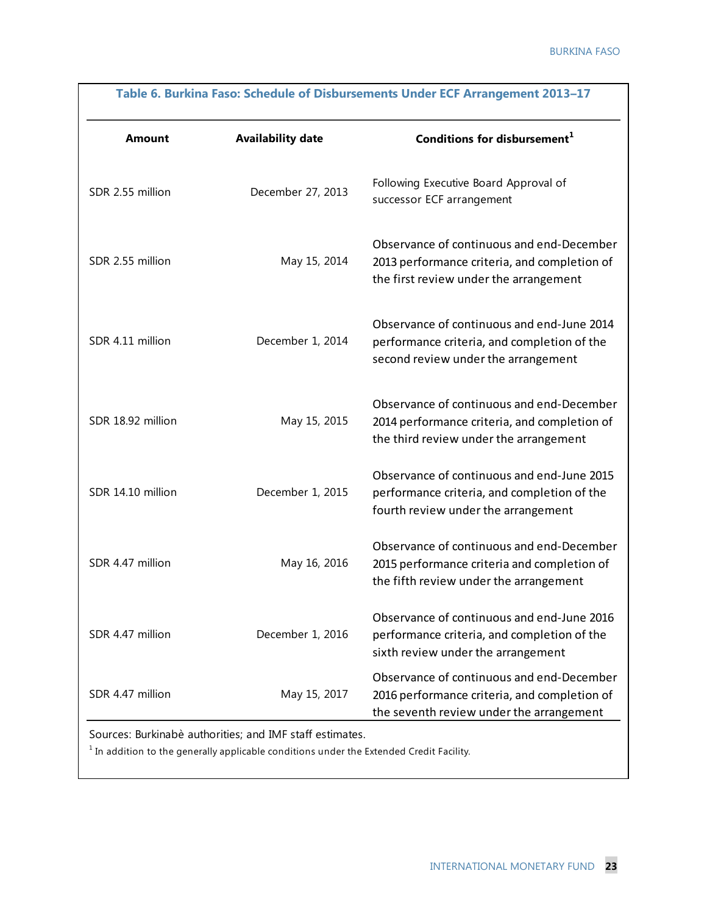### Table 6. Burkina Faso: Schedule of Disbursements Under ECF Arrangement 2013–17

| Amount | Availability date | Conditions for disbursement[1] |
|---|---|---|
| SDR 2.55 million | December 27, 2013 | Following Executive Board Approval of successor ECF arrangement |
| SDR 2.55 million | May 15, 2014 | Observance of continuous and end-December 2013 performance criteria, and completion of the first review under the arrangement |
| SDR 4.11 million | December 1, 2014 | Observance of continuous and end-June 2014 performance criteria, and completion of the second review under the arrangement |
| SDR 18.92 million | May 15, 2015 | Observance of continuous and end-December 2014 performance criteria, and completion of the third review under the arrangement |
| SDR 14.10 million | December 1, 2015 | Observance of continuous and end-June 2015 performance criteria, and completion of the fourth review under the arrangement |
| SDR 4.47 million | May 16, 2016 | Observance of continuous and end-December 2015 performance criteria and completion of the fifth review under the arrangement |
| SDR 4.47 million | December 1, 2016 | Observance of continuous and end-June 2016 performance criteria, and completion of the sixth review under the arrangement |
| SDR 4.47 million | May 15, 2017 | Observance of continuous and end-December 2016 performance criteria, and completion of the seventh review under the arrangement |

Sources: Burkinabè authorities; and IMF staff estimates.

[1] In addition to the generally applicable conditions under the Extended Credit Facility.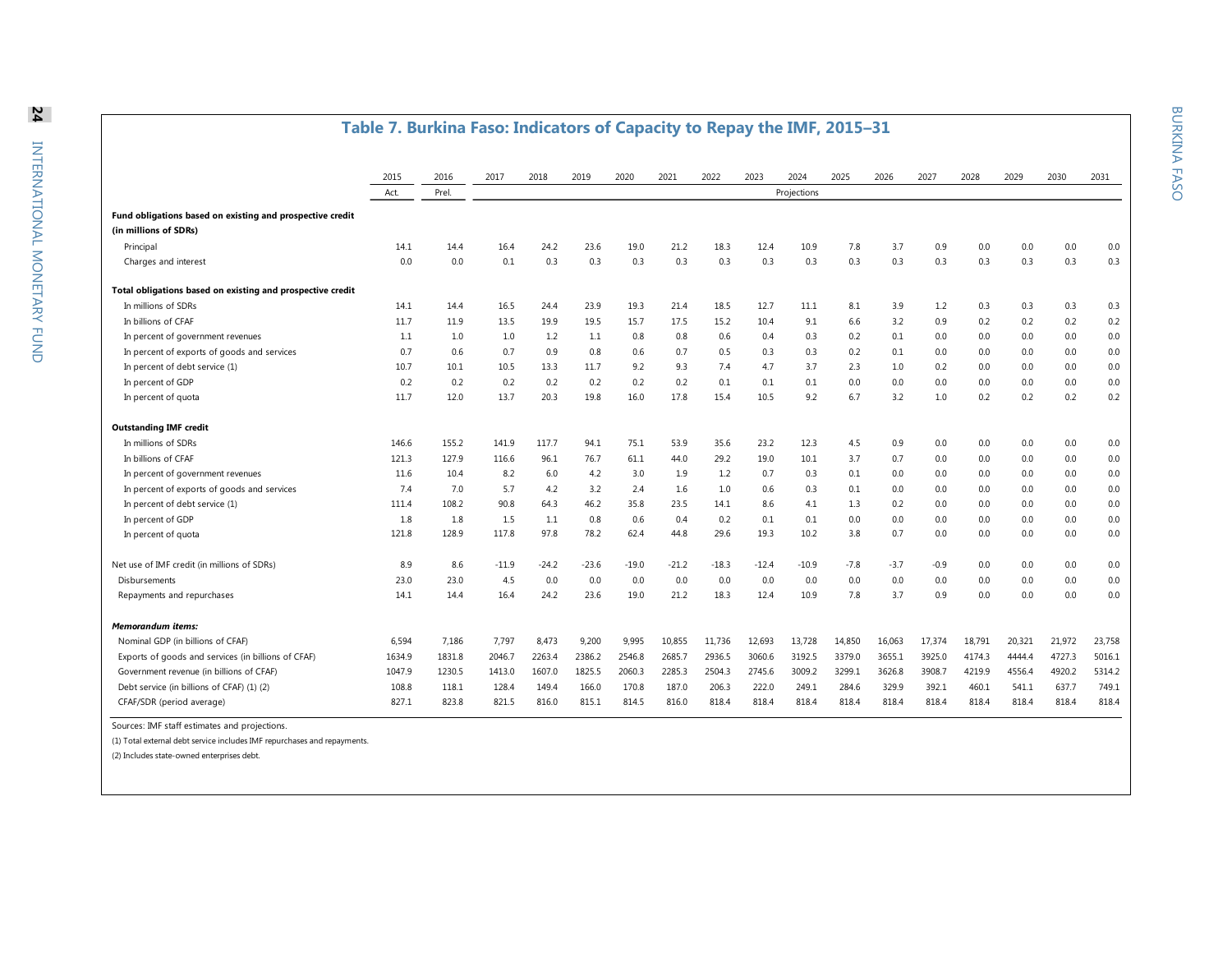## Table 7. Burkina Faso: Indicators of Capacity to Repay the IMF, 2015–31

| | 2015 | 2016 | 2017 | 2018 | 2019 | 2020 | 2021 | 2022 | 2023 | 2024 | 2025 | 2026 | 2027 | 2028 | 2029 | 2030 | 2031 |
|---|---|---|---|---|---|---|---|---|---|---|---|---|---|---|---|---|---|
| | Act. | Prel. | Projections | | | | | | | | | | | | | | |
| **Fund obligations based on existing and prospective credit (in millions of SDRs)** | | | | | | | | | | | | | | | | | |
| Principal | 14.1 | 14.4 | 16.4 | 24.2 | 23.6 | 19.0 | 21.2 | 18.3 | 12.4 | 10.9 | 7.8 | 3.7 | 0.9 | 0.0 | 0.0 | 0.0 | 0.0 |
| Charges and interest | 0.0 | 0.0 | 0.1 | 0.3 | 0.3 | 0.3 | 0.3 | 0.3 | 0.3 | 0.3 | 0.3 | 0.3 | 0.3 | 0.3 | 0.3 | 0.3 | 0.3 |
| **Total obligations based on existing and prospective credit** | | | | | | | | | | | | | | | | | |
| In millions of SDRs | 14.1 | 14.4 | 16.5 | 24.4 | 23.9 | 19.3 | 21.4 | 18.5 | 12.7 | 11.1 | 8.1 | 3.9 | 1.2 | 0.3 | 0.3 | 0.3 | 0.3 |
| In billions of CFAF | 11.7 | 11.9 | 13.5 | 19.9 | 19.5 | 15.7 | 17.5 | 15.2 | 10.4 | 9.1 | 6.6 | 3.2 | 0.9 | 0.2 | 0.2 | 0.2 | 0.2 |
| In percent of government revenues | 1.1 | 1.0 | 1.0 | 1.2 | 1.1 | 0.8 | 0.8 | 0.6 | 0.4 | 0.3 | 0.2 | 0.1 | 0.0 | 0.0 | 0.0 | 0.0 | 0.0 |
| In percent of exports of goods and services | 0.7 | 0.6 | 0.7 | 0.9 | 0.8 | 0.6 | 0.7 | 0.5 | 0.3 | 0.3 | 0.2 | 0.1 | 0.0 | 0.0 | 0.0 | 0.0 | 0.0 |
| In percent of debt service (1) | 10.7 | 10.1 | 10.5 | 13.3 | 11.7 | 9.2 | 9.3 | 7.4 | 4.7 | 3.7 | 2.3 | 1.0 | 0.2 | 0.0 | 0.0 | 0.0 | 0.0 |
| In percent of GDP | 0.2 | 0.2 | 0.2 | 0.2 | 0.2 | 0.2 | 0.2 | 0.1 | 0.1 | 0.1 | 0.0 | 0.0 | 0.0 | 0.0 | 0.0 | 0.0 | 0.0 |
| In percent of quota | 11.7 | 12.0 | 13.7 | 20.3 | 19.8 | 16.0 | 17.8 | 15.4 | 10.5 | 9.2 | 6.7 | 3.2 | 1.0 | 0.2 | 0.2 | 0.2 | 0.2 |
| **Outstanding IMF credit** | | | | | | | | | | | | | | | | | |
| In millions of SDRs | 146.6 | 155.2 | 141.9 | 117.7 | 94.1 | 75.1 | 53.9 | 35.6 | 23.2 | 12.3 | 4.5 | 0.9 | 0.0 | 0.0 | 0.0 | 0.0 | 0.0 |
| In billions of CFAF | 121.3 | 127.9 | 116.6 | 96.1 | 76.7 | 61.1 | 44.0 | 29.2 | 19.0 | 10.1 | 3.7 | 0.7 | 0.0 | 0.0 | 0.0 | 0.0 | 0.0 |
| In percent of government revenues | 11.6 | 10.4 | 8.2 | 6.0 | 4.2 | 3.0 | 1.9 | 1.2 | 0.7 | 0.3 | 0.1 | 0.0 | 0.0 | 0.0 | 0.0 | 0.0 | 0.0 |
| In percent of exports of goods and services | 7.4 | 7.0 | 5.7 | 4.2 | 3.2 | 2.4 | 1.6 | 1.0 | 0.6 | 0.3 | 0.1 | 0.0 | 0.0 | 0.0 | 0.0 | 0.0 | 0.0 |
| In percent of debt service (1) | 111.4 | 108.2 | 90.8 | 64.3 | 46.2 | 35.8 | 23.5 | 14.1 | 8.6 | 4.1 | 1.3 | 0.2 | 0.0 | 0.0 | 0.0 | 0.0 | 0.0 |
| In percent of GDP | 1.8 | 1.8 | 1.5 | 1.1 | 0.8 | 0.6 | 0.4 | 0.2 | 0.1 | 0.1 | 0.0 | 0.0 | 0.0 | 0.0 | 0.0 | 0.0 | 0.0 |
| In percent of quota | 121.8 | 128.9 | 117.8 | 97.8 | 78.2 | 62.4 | 44.8 | 29.6 | 19.3 | 10.2 | 3.8 | 0.7 | 0.0 | 0.0 | 0.0 | 0.0 | 0.0 |
| Net use of IMF credit (in millions of SDRs) | 8.9 | 8.6 | -11.9 | -24.2 | -23.6 | -19.0 | -21.2 | -18.3 | -12.4 | -10.9 | -7.8 | -3.7 | -0.9 | 0.0 | 0.0 | 0.0 | 0.0 |
| Disbursements | 23.0 | 23.0 | 4.5 | 0.0 | 0.0 | 0.0 | 0.0 | 0.0 | 0.0 | 0.0 | 0.0 | 0.0 | 0.0 | 0.0 | 0.0 | 0.0 | 0.0 |
| Repayments and repurchases | 14.1 | 14.4 | 16.4 | 24.2 | 23.6 | 19.0 | 21.2 | 18.3 | 12.4 | 10.9 | 7.8 | 3.7 | 0.9 | 0.0 | 0.0 | 0.0 | 0.0 |
| ***Memorandum items:*** | | | | | | | | | | | | | | | | | |
| Nominal GDP (in billions of CFAF) | 6,594 | 7,186 | 7,797 | 8,473 | 9,200 | 9,995 | 10,855 | 11,736 | 12,693 | 13,728 | 14,850 | 16,063 | 17,374 | 18,791 | 20,321 | 21,972 | 23,758 |
| Exports of goods and services (in billions of CFAF) | 1634.9 | 1831.8 | 2046.7 | 2263.4 | 2386.2 | 2546.8 | 2685.7 | 2936.5 | 3060.6 | 3192.5 | 3379.0 | 3655.1 | 3925.0 | 4174.3 | 4444.4 | 4727.3 | 5016.1 |
| Government revenue (in billions of CFAF) | 1047.9 | 1230.5 | 1413.0 | 1607.0 | 1825.5 | 2060.3 | 2285.3 | 2504.3 | 2745.6 | 3009.2 | 3299.1 | 3626.8 | 3908.7 | 4219.9 | 4556.4 | 4920.2 | 5314.2 |
| Debt service (in billions of CFAF) (1) (2) | 108.8 | 118.1 | 128.4 | 149.4 | 166.0 | 170.8 | 187.0 | 206.3 | 222.0 | 249.1 | 284.6 | 329.9 | 392.1 | 460.1 | 541.1 | 637.7 | 749.1 |
| CFAF/SDR (period average) | 827.1 | 823.8 | 821.5 | 816.0 | 815.1 | 814.5 | 816.0 | 818.4 | 818.4 | 818.4 | 818.4 | 818.4 | 818.4 | 818.4 | 818.4 | 818.4 | 818.4 |

Sources: IMF staff estimates and projections.

(1) Total external debt service includes IMF repurchases and repayments.

(2) Includes state-owned enterprises debt.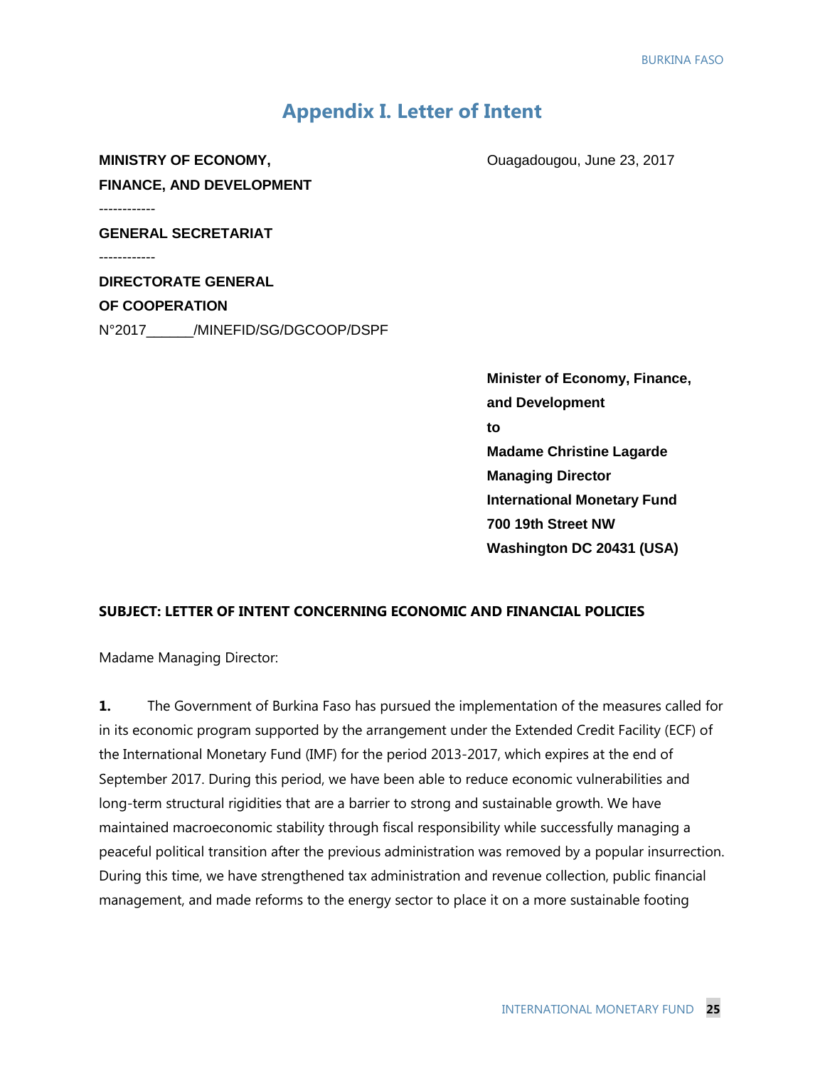# Appendix I. Letter of Intent

**MINISTRY OF ECONOMY, FINANCE, AND DEVELOPMENT**

------------

**GENERAL SECRETARIAT**

------------

**DIRECTORATE GENERAL OF COOPERATION**

N°2017______/MINEFID/SG/DGCOOP/DSPF

Ouagadougou, June 23, 2017

**Minister of Economy, Finance, and Development**
**to**
**Madame Christine Lagarde**
**Managing Director**
**International Monetary Fund**
**700 19th Street NW**
**Washington DC 20431 (USA)**

**SUBJECT: LETTER OF INTENT CONCERNING ECONOMIC AND FINANCIAL POLICIES**

Madame Managing Director:

**1.** The Government of Burkina Faso has pursued the implementation of the measures called for in its economic program supported by the arrangement under the Extended Credit Facility (ECF) of the International Monetary Fund (IMF) for the period 2013-2017, which expires at the end of September 2017. During this period, we have been able to reduce economic vulnerabilities and long-term structural rigidities that are a barrier to strong and sustainable growth. We have maintained macroeconomic stability through fiscal responsibility while successfully managing a peaceful political transition after the previous administration was removed by a popular insurrection. During this time, we have strengthened tax administration and revenue collection, public financial management, and made reforms to the energy sector to place it on a more sustainable footing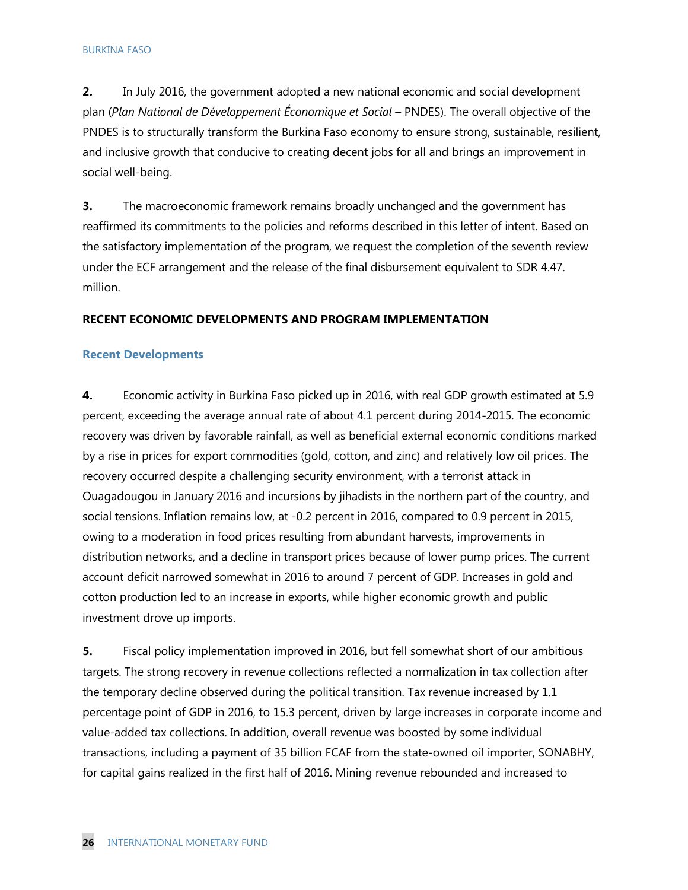**2.** In July 2016, the government adopted a new national economic and social development plan (*Plan National de Développement Économique et Social* – PNDES). The overall objective of the PNDES is to structurally transform the Burkina Faso economy to ensure strong, sustainable, resilient, and inclusive growth that conducive to creating decent jobs for all and brings an improvement in social well-being.

**3.** The macroeconomic framework remains broadly unchanged and the government has reaffirmed its commitments to the policies and reforms described in this letter of intent. Based on the satisfactory implementation of the program, we request the completion of the seventh review under the ECF arrangement and the release of the final disbursement equivalent to SDR 4.47. million.

## RECENT ECONOMIC DEVELOPMENTS AND PROGRAM IMPLEMENTATION

### Recent Developments

**4.** Economic activity in Burkina Faso picked up in 2016, with real GDP growth estimated at 5.9 percent, exceeding the average annual rate of about 4.1 percent during 2014-2015. The economic recovery was driven by favorable rainfall, as well as beneficial external economic conditions marked by a rise in prices for export commodities (gold, cotton, and zinc) and relatively low oil prices. The recovery occurred despite a challenging security environment, with a terrorist attack in Ouagadougou in January 2016 and incursions by jihadists in the northern part of the country, and social tensions. Inflation remains low, at -0.2 percent in 2016, compared to 0.9 percent in 2015, owing to a moderation in food prices resulting from abundant harvests, improvements in distribution networks, and a decline in transport prices because of lower pump prices. The current account deficit narrowed somewhat in 2016 to around 7 percent of GDP. Increases in gold and cotton production led to an increase in exports, while higher economic growth and public investment drove up imports.

**5.** Fiscal policy implementation improved in 2016, but fell somewhat short of our ambitious targets. The strong recovery in revenue collections reflected a normalization in tax collection after the temporary decline observed during the political transition. Tax revenue increased by 1.1 percentage point of GDP in 2016, to 15.3 percent, driven by large increases in corporate income and value-added tax collections. In addition, overall revenue was boosted by some individual transactions, including a payment of 35 billion FCAF from the state-owned oil importer, SONABHY, for capital gains realized in the first half of 2016. Mining revenue rebounded and increased to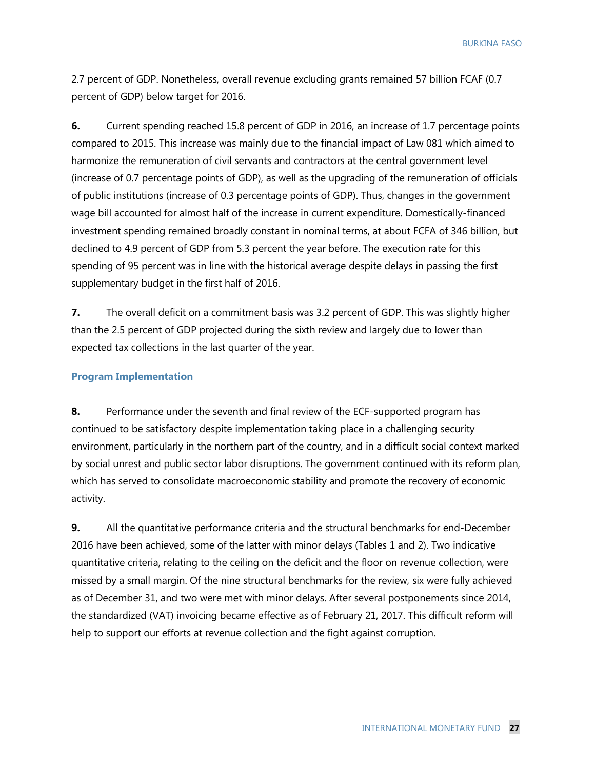2.7 percent of GDP. Nonetheless, overall revenue excluding grants remained 57 billion FCAF (0.7 percent of GDP) below target for 2016.

**6.** Current spending reached 15.8 percent of GDP in 2016, an increase of 1.7 percentage points compared to 2015. This increase was mainly due to the financial impact of Law 081 which aimed to harmonize the remuneration of civil servants and contractors at the central government level (increase of 0.7 percentage points of GDP), as well as the upgrading of the remuneration of officials of public institutions (increase of 0.3 percentage points of GDP). Thus, changes in the government wage bill accounted for almost half of the increase in current expenditure. Domestically-financed investment spending remained broadly constant in nominal terms, at about FCFA of 346 billion, but declined to 4.9 percent of GDP from 5.3 percent the year before. The execution rate for this spending of 95 percent was in line with the historical average despite delays in passing the first supplementary budget in the first half of 2016.

**7.** The overall deficit on a commitment basis was 3.2 percent of GDP. This was slightly higher than the 2.5 percent of GDP projected during the sixth review and largely due to lower than expected tax collections in the last quarter of the year.

### Program Implementation

**8.** Performance under the seventh and final review of the ECF-supported program has continued to be satisfactory despite implementation taking place in a challenging security environment, particularly in the northern part of the country, and in a difficult social context marked by social unrest and public sector labor disruptions. The government continued with its reform plan, which has served to consolidate macroeconomic stability and promote the recovery of economic activity.

**9.** All the quantitative performance criteria and the structural benchmarks for end-December 2016 have been achieved, some of the latter with minor delays (Tables 1 and 2). Two indicative quantitative criteria, relating to the ceiling on the deficit and the floor on revenue collection, were missed by a small margin. Of the nine structural benchmarks for the review, six were fully achieved as of December 31, and two were met with minor delays. After several postponements since 2014, the standardized (VAT) invoicing became effective as of February 21, 2017. This difficult reform will help to support our efforts at revenue collection and the fight against corruption.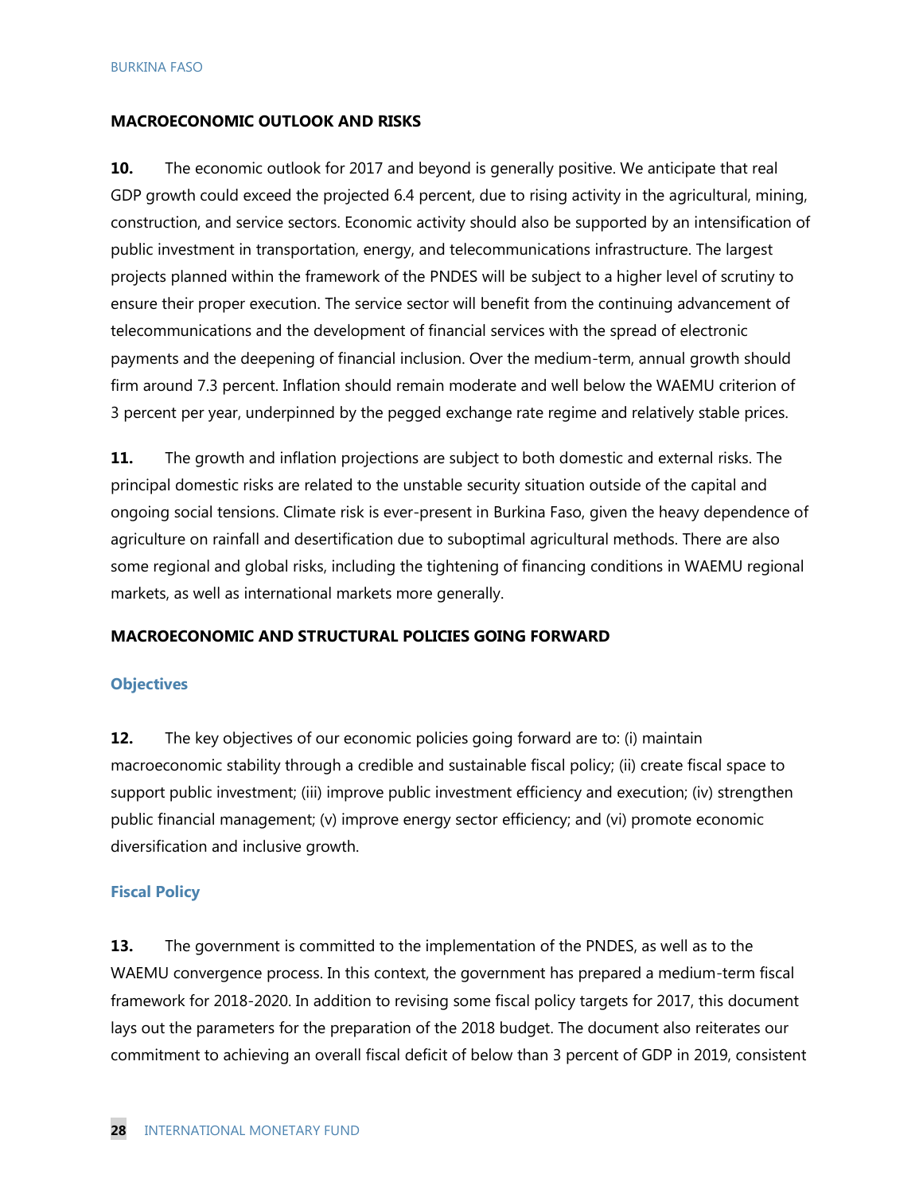## MACROECONOMIC OUTLOOK AND RISKS

**10.** The economic outlook for 2017 and beyond is generally positive. We anticipate that real GDP growth could exceed the projected 6.4 percent, due to rising activity in the agricultural, mining, construction, and service sectors. Economic activity should also be supported by an intensification of public investment in transportation, energy, and telecommunications infrastructure. The largest projects planned within the framework of the PNDES will be subject to a higher level of scrutiny to ensure their proper execution. The service sector will benefit from the continuing advancement of telecommunications and the development of financial services with the spread of electronic payments and the deepening of financial inclusion. Over the medium-term, annual growth should firm around 7.3 percent. Inflation should remain moderate and well below the WAEMU criterion of 3 percent per year, underpinned by the pegged exchange rate regime and relatively stable prices.

**11.** The growth and inflation projections are subject to both domestic and external risks. The principal domestic risks are related to the unstable security situation outside of the capital and ongoing social tensions. Climate risk is ever-present in Burkina Faso, given the heavy dependence of agriculture on rainfall and desertification due to suboptimal agricultural methods. There are also some regional and global risks, including the tightening of financing conditions in WAEMU regional markets, as well as international markets more generally.

## MACROECONOMIC AND STRUCTURAL POLICIES GOING FORWARD

### Objectives

**12.** The key objectives of our economic policies going forward are to: (i) maintain macroeconomic stability through a credible and sustainable fiscal policy; (ii) create fiscal space to support public investment; (iii) improve public investment efficiency and execution; (iv) strengthen public financial management; (v) improve energy sector efficiency; and (vi) promote economic diversification and inclusive growth.

### Fiscal Policy

**13.** The government is committed to the implementation of the PNDES, as well as to the WAEMU convergence process. In this context, the government has prepared a medium-term fiscal framework for 2018-2020. In addition to revising some fiscal policy targets for 2017, this document lays out the parameters for the preparation of the 2018 budget. The document also reiterates our commitment to achieving an overall fiscal deficit of below than 3 percent of GDP in 2019, consistent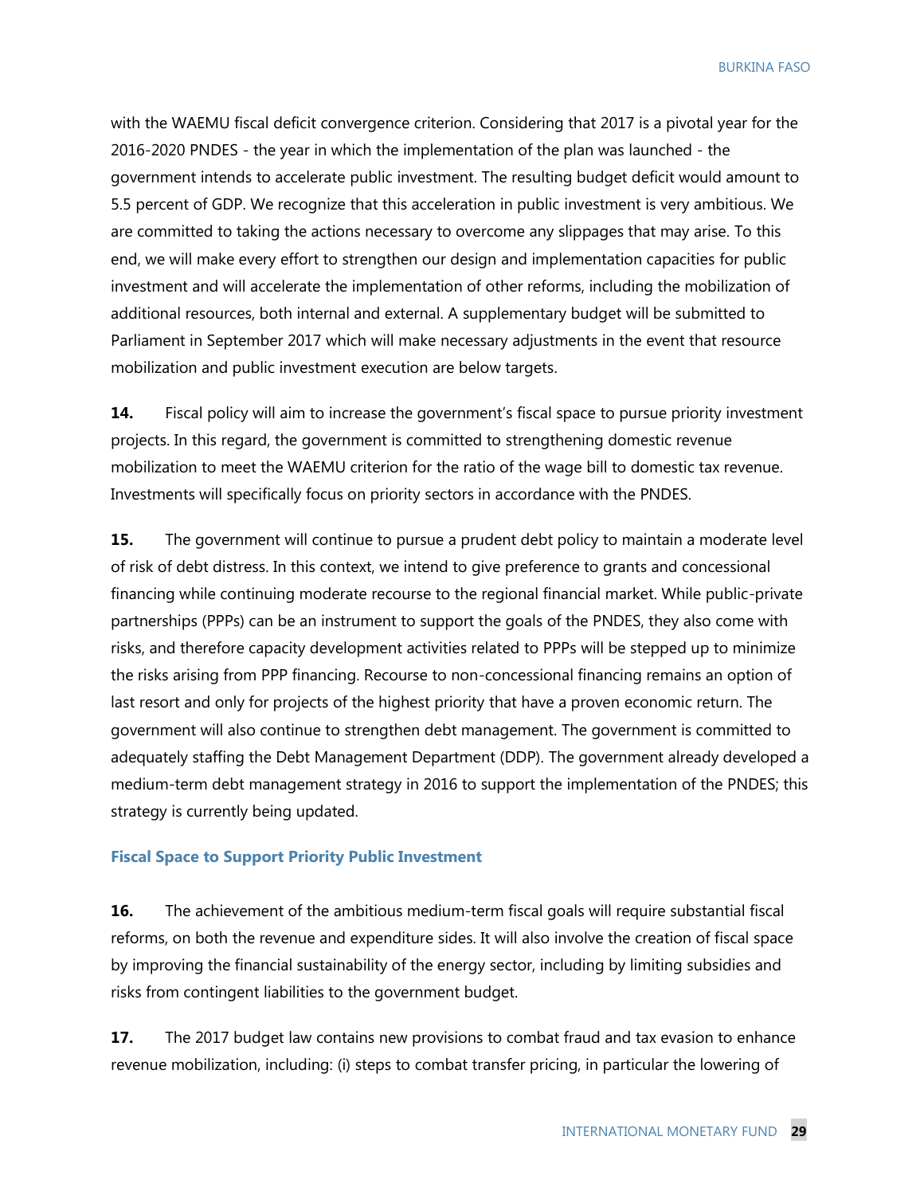with the WAEMU fiscal deficit convergence criterion. Considering that 2017 is a pivotal year for the 2016-2020 PNDES - the year in which the implementation of the plan was launched - the government intends to accelerate public investment. The resulting budget deficit would amount to 5.5 percent of GDP. We recognize that this acceleration in public investment is very ambitious. We are committed to taking the actions necessary to overcome any slippages that may arise. To this end, we will make every effort to strengthen our design and implementation capacities for public investment and will accelerate the implementation of other reforms, including the mobilization of additional resources, both internal and external. A supplementary budget will be submitted to Parliament in September 2017 which will make necessary adjustments in the event that resource mobilization and public investment execution are below targets.

**14.** Fiscal policy will aim to increase the government's fiscal space to pursue priority investment projects. In this regard, the government is committed to strengthening domestic revenue mobilization to meet the WAEMU criterion for the ratio of the wage bill to domestic tax revenue. Investments will specifically focus on priority sectors in accordance with the PNDES.

**15.** The government will continue to pursue a prudent debt policy to maintain a moderate level of risk of debt distress. In this context, we intend to give preference to grants and concessional financing while continuing moderate recourse to the regional financial market. While public-private partnerships (PPPs) can be an instrument to support the goals of the PNDES, they also come with risks, and therefore capacity development activities related to PPPs will be stepped up to minimize the risks arising from PPP financing. Recourse to non-concessional financing remains an option of last resort and only for projects of the highest priority that have a proven economic return. The government will also continue to strengthen debt management. The government is committed to adequately staffing the Debt Management Department (DDP). The government already developed a medium-term debt management strategy in 2016 to support the implementation of the PNDES; this strategy is currently being updated.

### Fiscal Space to Support Priority Public Investment

**16.** The achievement of the ambitious medium-term fiscal goals will require substantial fiscal reforms, on both the revenue and expenditure sides. It will also involve the creation of fiscal space by improving the financial sustainability of the energy sector, including by limiting subsidies and risks from contingent liabilities to the government budget.

**17.** The 2017 budget law contains new provisions to combat fraud and tax evasion to enhance revenue mobilization, including: (i) steps to combat transfer pricing, in particular the lowering of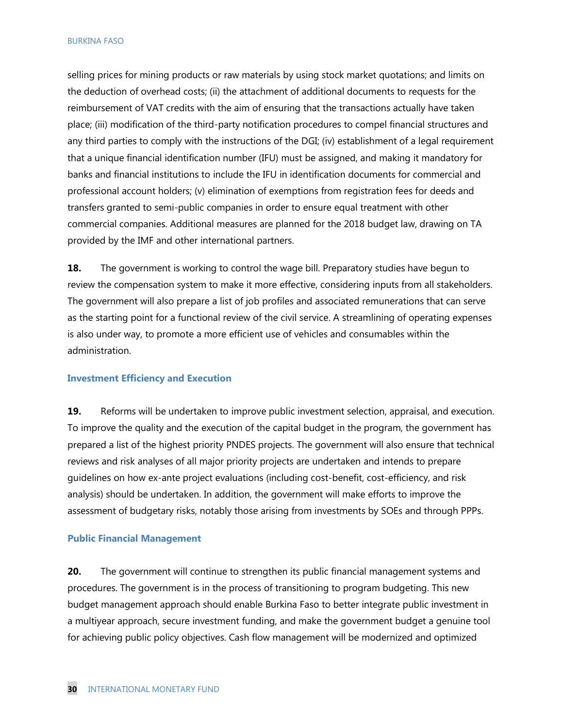selling prices for mining products or raw materials by using stock market quotations; and limits on the deduction of overhead costs; (ii) the attachment of additional documents to requests for the reimbursement of VAT credits with the aim of ensuring that the transactions actually have taken place; (iii) modification of the third-party notification procedures to compel financial structures and any third parties to comply with the instructions of the DGI; (iv) establishment of a legal requirement that a unique financial identification number (IFU) must be assigned, and making it mandatory for banks and financial institutions to include the IFU in identification documents for commercial and professional account holders; (v) elimination of exemptions from registration fees for deeds and transfers granted to semi-public companies in order to ensure equal treatment with other commercial companies. Additional measures are planned for the 2018 budget law, drawing on TA provided by the IMF and other international partners.

**18.** The government is working to control the wage bill. Preparatory studies have begun to review the compensation system to make it more effective, considering inputs from all stakeholders. The government will also prepare a list of job profiles and associated remunerations that can serve as the starting point for a functional review of the civil service. A streamlining of operating expenses is also under way, to promote a more efficient use of vehicles and consumables within the administration.

### Investment Efficiency and Execution

**19.** Reforms will be undertaken to improve public investment selection, appraisal, and execution. To improve the quality and the execution of the capital budget in the program, the government has prepared a list of the highest priority PNDES projects. The government will also ensure that technical reviews and risk analyses of all major priority projects are undertaken and intends to prepare guidelines on how ex-ante project evaluations (including cost-benefit, cost-efficiency, and risk analysis) should be undertaken. In addition, the government will make efforts to improve the assessment of budgetary risks, notably those arising from investments by SOEs and through PPPs.

### Public Financial Management

**20.** The government will continue to strengthen its public financial management systems and procedures. The government is in the process of transitioning to program budgeting. This new budget management approach should enable Burkina Faso to better integrate public investment in a multiyear approach, secure investment funding, and make the government budget a genuine tool for achieving public policy objectives. Cash flow management will be modernized and optimized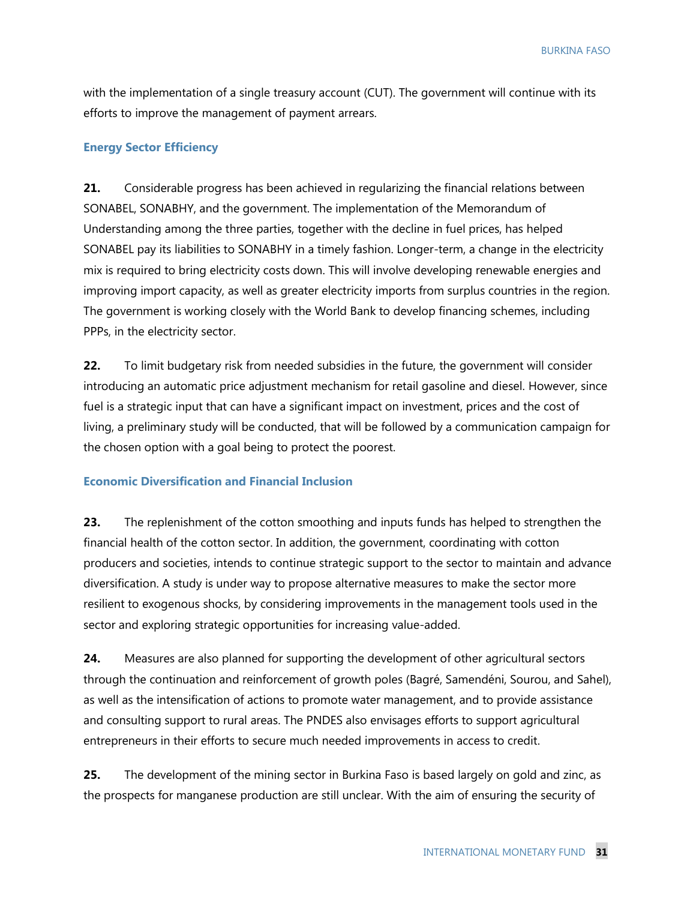with the implementation of a single treasury account (CUT). The government will continue with its efforts to improve the management of payment arrears.

### Energy Sector Efficiency

**21.** Considerable progress has been achieved in regularizing the financial relations between SONABEL, SONABHY, and the government. The implementation of the Memorandum of Understanding among the three parties, together with the decline in fuel prices, has helped SONABEL pay its liabilities to SONABHY in a timely fashion. Longer-term, a change in the electricity mix is required to bring electricity costs down. This will involve developing renewable energies and improving import capacity, as well as greater electricity imports from surplus countries in the region. The government is working closely with the World Bank to develop financing schemes, including PPPs, in the electricity sector.

**22.** To limit budgetary risk from needed subsidies in the future, the government will consider introducing an automatic price adjustment mechanism for retail gasoline and diesel. However, since fuel is a strategic input that can have a significant impact on investment, prices and the cost of living, a preliminary study will be conducted, that will be followed by a communication campaign for the chosen option with a goal being to protect the poorest.

### Economic Diversification and Financial Inclusion

**23.** The replenishment of the cotton smoothing and inputs funds has helped to strengthen the financial health of the cotton sector. In addition, the government, coordinating with cotton producers and societies, intends to continue strategic support to the sector to maintain and advance diversification. A study is under way to propose alternative measures to make the sector more resilient to exogenous shocks, by considering improvements in the management tools used in the sector and exploring strategic opportunities for increasing value-added.

**24.** Measures are also planned for supporting the development of other agricultural sectors through the continuation and reinforcement of growth poles (Bagré, Samendéni, Sourou, and Sahel), as well as the intensification of actions to promote water management, and to provide assistance and consulting support to rural areas. The PNDES also envisages efforts to support agricultural entrepreneurs in their efforts to secure much needed improvements in access to credit.

**25.** The development of the mining sector in Burkina Faso is based largely on gold and zinc, as the prospects for manganese production are still unclear. With the aim of ensuring the security of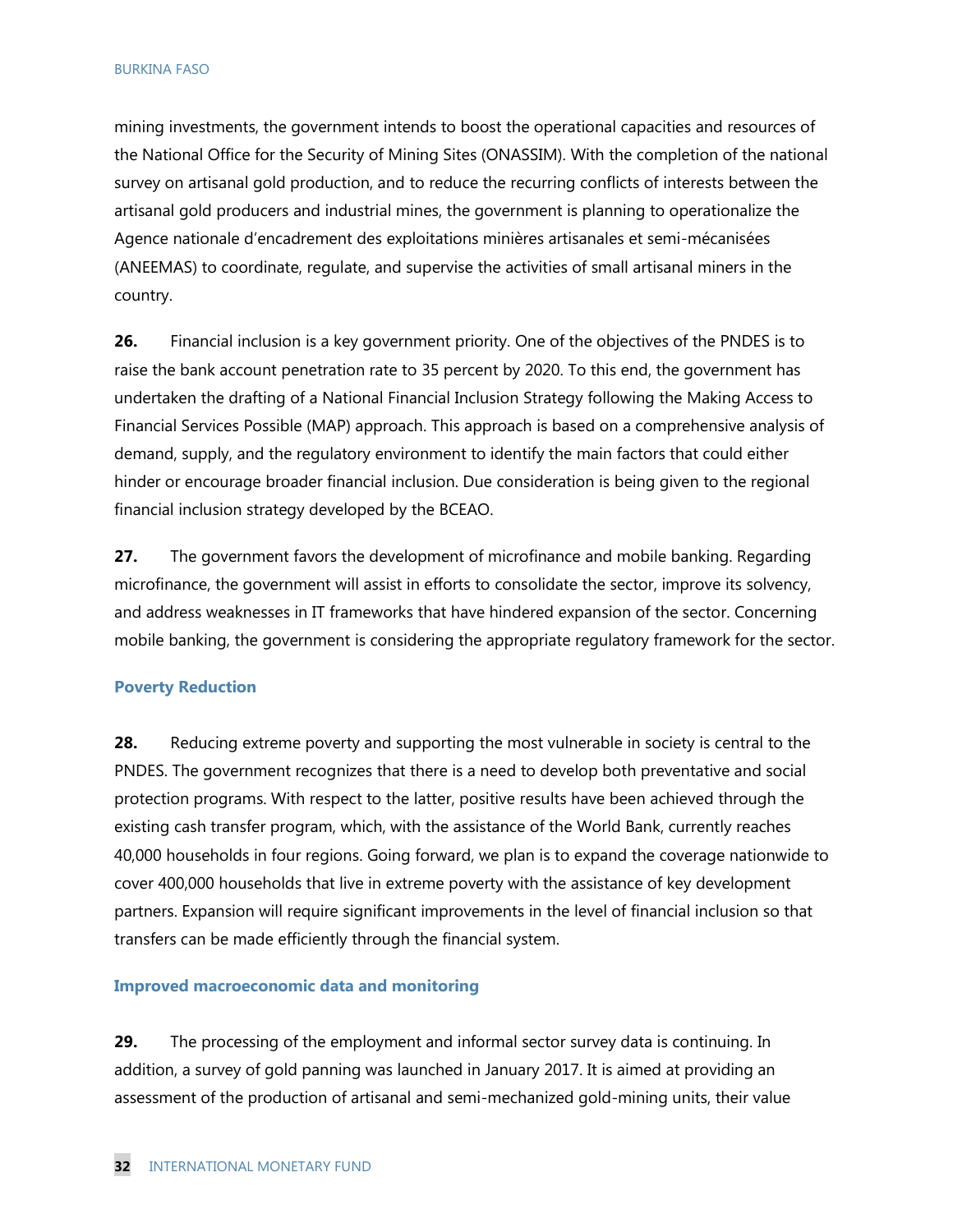mining investments, the government intends to boost the operational capacities and resources of the National Office for the Security of Mining Sites (ONASSIM). With the completion of the national survey on artisanal gold production, and to reduce the recurring conflicts of interests between the artisanal gold producers and industrial mines, the government is planning to operationalize the Agence nationale d'encadrement des exploitations minières artisanales et semi-mécanisées (ANEEMAS) to coordinate, regulate, and supervise the activities of small artisanal miners in the country.

**26.** Financial inclusion is a key government priority. One of the objectives of the PNDES is to raise the bank account penetration rate to 35 percent by 2020. To this end, the government has undertaken the drafting of a National Financial Inclusion Strategy following the Making Access to Financial Services Possible (MAP) approach. This approach is based on a comprehensive analysis of demand, supply, and the regulatory environment to identify the main factors that could either hinder or encourage broader financial inclusion. Due consideration is being given to the regional financial inclusion strategy developed by the BCEAO.

**27.** The government favors the development of microfinance and mobile banking. Regarding microfinance, the government will assist in efforts to consolidate the sector, improve its solvency, and address weaknesses in IT frameworks that have hindered expansion of the sector. Concerning mobile banking, the government is considering the appropriate regulatory framework for the sector.

### Poverty Reduction

**28.** Reducing extreme poverty and supporting the most vulnerable in society is central to the PNDES. The government recognizes that there is a need to develop both preventative and social protection programs. With respect to the latter, positive results have been achieved through the existing cash transfer program, which, with the assistance of the World Bank, currently reaches 40,000 households in four regions. Going forward, we plan is to expand the coverage nationwide to cover 400,000 households that live in extreme poverty with the assistance of key development partners. Expansion will require significant improvements in the level of financial inclusion so that transfers can be made efficiently through the financial system.

### Improved macroeconomic data and monitoring

**29.** The processing of the employment and informal sector survey data is continuing. In addition, a survey of gold panning was launched in January 2017. It is aimed at providing an assessment of the production of artisanal and semi-mechanized gold-mining units, their value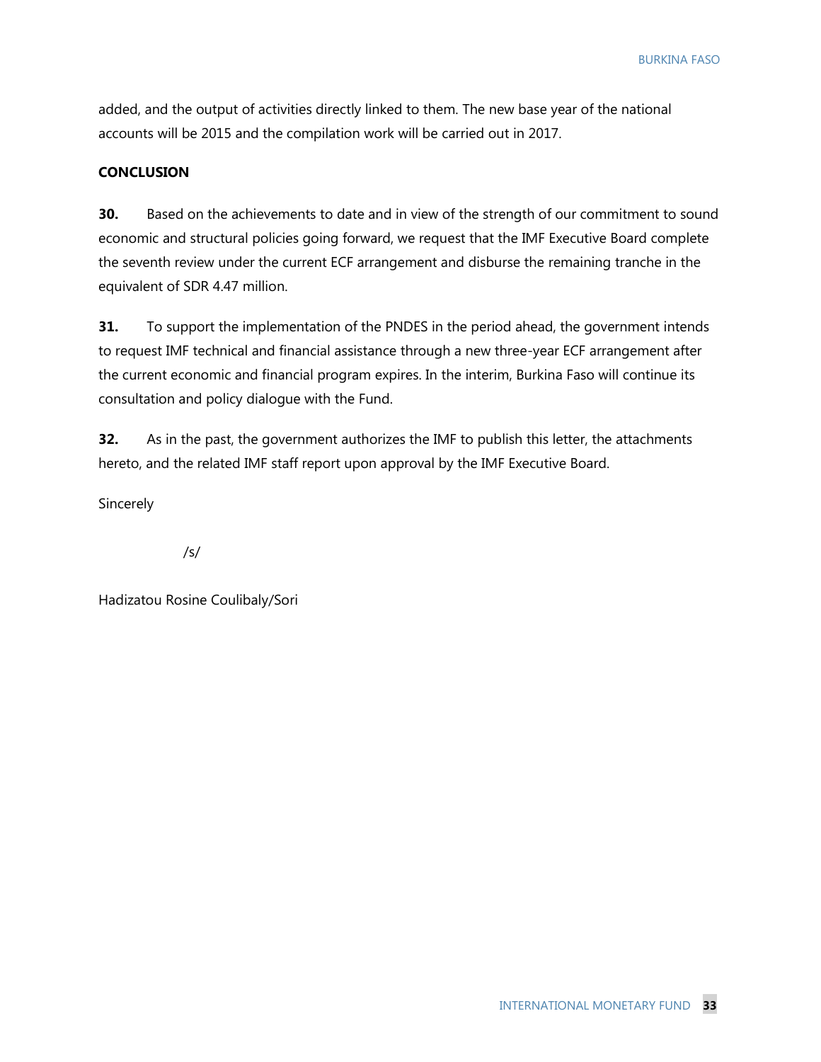added, and the output of activities directly linked to them. The new base year of the national accounts will be 2015 and the compilation work will be carried out in 2017.

**CONCLUSION**

**30.** Based on the achievements to date and in view of the strength of our commitment to sound economic and structural policies going forward, we request that the IMF Executive Board complete the seventh review under the current ECF arrangement and disburse the remaining tranche in the equivalent of SDR 4.47 million.

**31.** To support the implementation of the PNDES in the period ahead, the government intends to request IMF technical and financial assistance through a new three-year ECF arrangement after the current economic and financial program expires. In the interim, Burkina Faso will continue its consultation and policy dialogue with the Fund.

**32.** As in the past, the government authorizes the IMF to publish this letter, the attachments hereto, and the related IMF staff report upon approval by the IMF Executive Board.

Sincerely

/s/

Hadizatou Rosine Coulibaly/Sori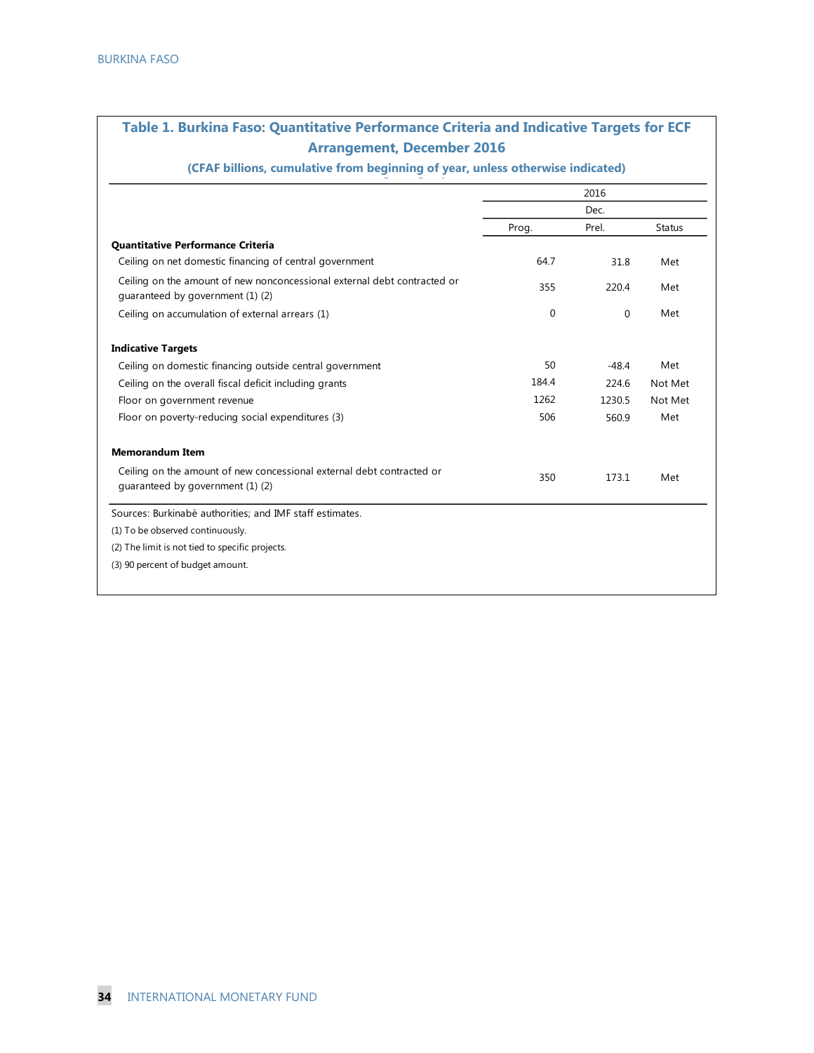## Table 1. Burkina Faso: Quantitative Performance Criteria and Indicative Targets for ECF Arrangement, December 2016

**(CFAF billions, cumulative from beginning of year, unless otherwise indicated)**

| | 2016 | | |
|---|---|---|---|
| | Dec. | | |
| | Prog. | Prel. | Status |
| **Quantitative Performance Criteria** | | | |
| Ceiling on net domestic financing of central government | 64.7 | 31.8 | Met |
| Ceiling on the amount of new nonconcessional external debt contracted or guaranteed by government (1) (2) | 355 | 220.4 | Met |
| Ceiling on accumulation of external arrears (1) | 0 | 0 | Met |
| **Indicative Targets** | | | |
| Ceiling on domestic financing outside central government | 50 | -48.4 | Met |
| Ceiling on the overall fiscal deficit including grants | 184.4 | 224.6 | Not Met |
| Floor on government revenue | 1262 | 1230.5 | Not Met |
| Floor on poverty-reducing social expenditures (3) | 506 | 560.9 | Met |
| **Memorandum Item** | | | |
| Ceiling on the amount of new concessional external debt contracted or guaranteed by government (1) (2) | 350 | 173.1 | Met |

Sources: Burkinabè authorities; and IMF staff estimates.

(1) To be observed continuously.

(2) The limit is not tied to specific projects.

(3) 90 percent of budget amount.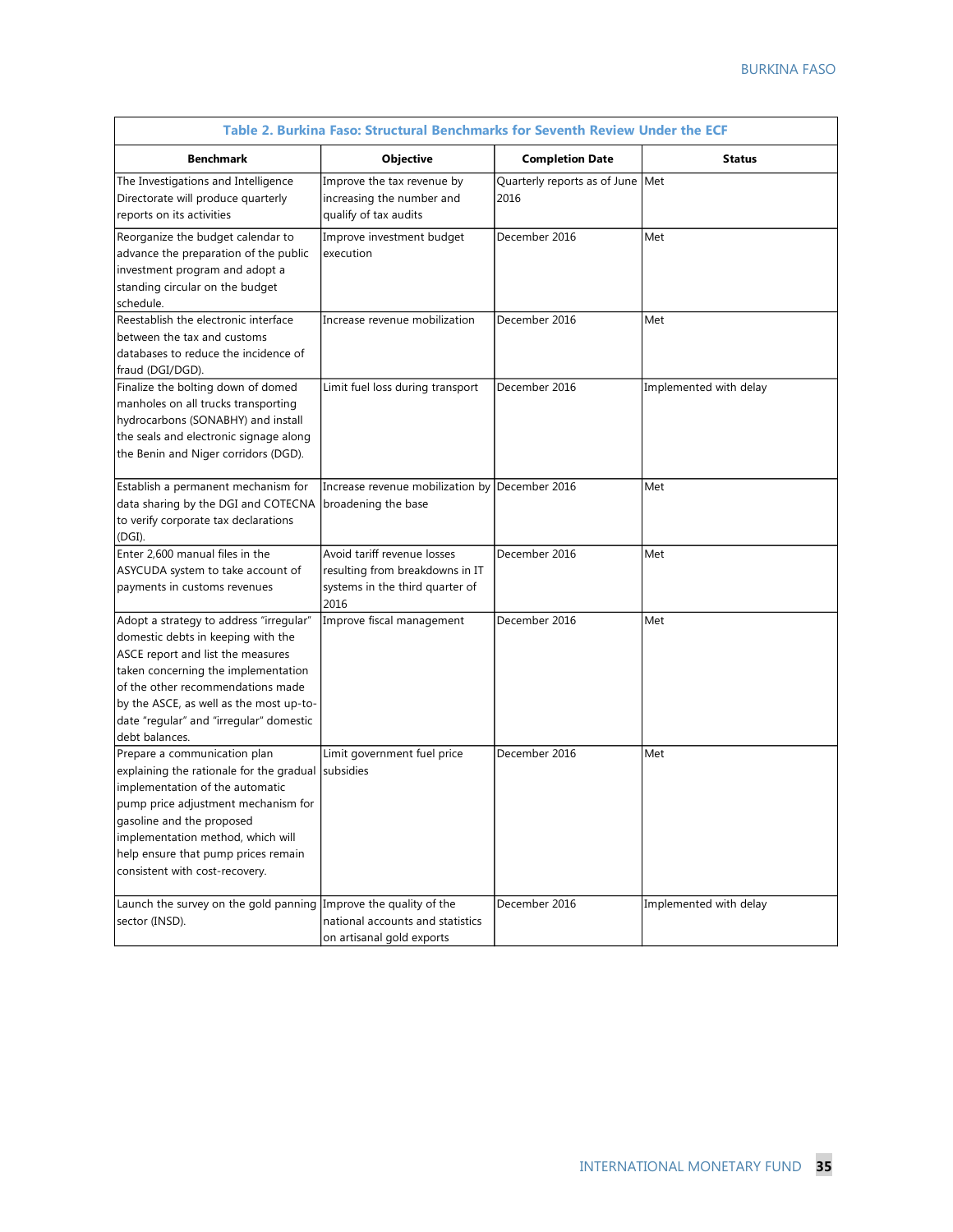**Table 2. Burkina Faso: Structural Benchmarks for Seventh Review Under the ECF**

| Benchmark | Objective | Completion Date | Status |
|---|---|---|---|
| The Investigations and Intelligence Directorate will produce quarterly reports on its activities | Improve the tax revenue by increasing the number and qualify of tax audits | Quarterly reports as of June 2016 | Met |
| Reorganize the budget calendar to advance the preparation of the public investment program and adopt a standing circular on the budget schedule. | Improve investment budget execution | December 2016 | Met |
| Reestablish the electronic interface between the tax and customs databases to reduce the incidence of fraud (DGI/DGD). | Increase revenue mobilization | December 2016 | Met |
| Finalize the bolting down of domed manholes on all trucks transporting hydrocarbons (SONABHY) and install the seals and electronic signage along the Benin and Niger corridors (DGD). | Limit fuel loss during transport | December 2016 | Implemented with delay |
| Establish a permanent mechanism for data sharing by the DGI and COTECNA to verify corporate tax declarations (DGI). | Increase revenue mobilization by broadening the base | December 2016 | Met |
| Enter 2,600 manual files in the ASYCUDA system to take account of payments in customs revenues | Avoid tariff revenue losses resulting from breakdowns in IT systems in the third quarter of 2016 | December 2016 | Met |
| Adopt a strategy to address "irregular" domestic debts in keeping with the ASCE report and list the measures taken concerning the implementation of the other recommendations made by the ASCE, as well as the most up-to-date "regular" and "irregular" domestic debt balances. | Improve fiscal management | December 2016 | Met |
| Prepare a communication plan explaining the rationale for the gradual implementation of the automatic pump price adjustment mechanism for gasoline and the proposed implementation method, which will help ensure that pump prices remain consistent with cost-recovery. | Limit government fuel price subsidies | December 2016 | Met |
| Launch the survey on the gold panning sector (INSD). | Improve the quality of the national accounts and statistics on artisanal gold exports | December 2016 | Implemented with delay |